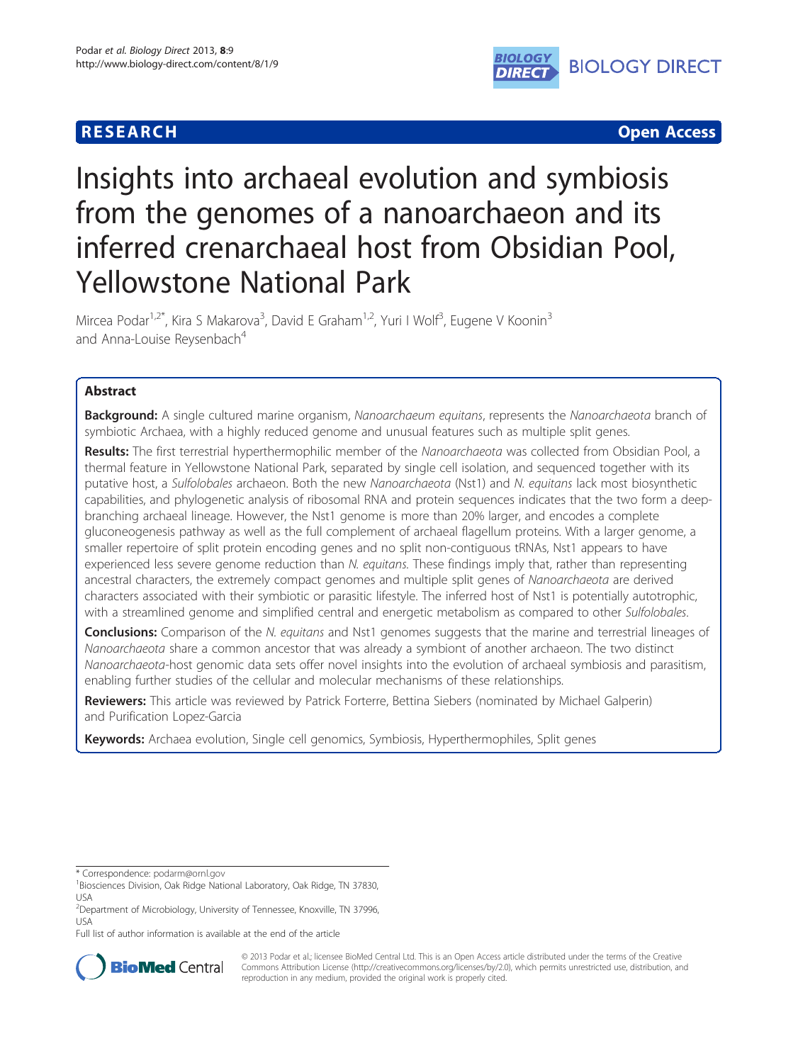RESEARCH Open Access

# Insights into archaeal evolution and symbiosis from the genomes of a nanoarchaeon and its inferred crenarchaeal host from Obsidian Pool, Yellowstone National Park

Mircea Podar[1,2*], Kira S Makarova[3], David E Graham[1,2], Yuri I Wolf[3], Eugene V Koonin[3] and Anna-Louise Reysenbach[4]

## Abstract

**Background:** A single cultured marine organism, *Nanoarchaeum equitans*, represents the *Nanoarchaeota* branch of symbiotic Archaea, with a highly reduced genome and unusual features such as multiple split genes.

**Results:** The first terrestrial hyperthermophilic member of the *Nanoarchaeota* was collected from Obsidian Pool, a thermal feature in Yellowstone National Park, separated by single cell isolation, and sequenced together with its putative host, a *Sulfolobales* archaeon. Both the new *Nanoarchaeota* (Nst1) and *N. equitans* lack most biosynthetic capabilities, and phylogenetic analysis of ribosomal RNA and protein sequences indicates that the two form a deep-branching archaeal lineage. However, the Nst1 genome is more than 20% larger, and encodes a complete gluconeogenesis pathway as well as the full complement of archaeal flagellum proteins. With a larger genome, a smaller repertoire of split protein encoding genes and no split non-contiguous tRNAs, Nst1 appears to have experienced less severe genome reduction than *N. equitans*. These findings imply that, rather than representing ancestral characters, the extremely compact genomes and multiple split genes of *Nanoarchaeota* are derived characters associated with their symbiotic or parasitic lifestyle. The inferred host of Nst1 is potentially autotrophic, with a streamlined genome and simplified central and energetic metabolism as compared to other *Sulfolobales*.

**Conclusions:** Comparison of the *N. equitans* and Nst1 genomes suggests that the marine and terrestrial lineages of *Nanoarchaeota* share a common ancestor that was already a symbiont of another archaeon. The two distinct *Nanoarchaeota*-host genomic data sets offer novel insights into the evolution of archaeal symbiosis and parasitism, enabling further studies of the cellular and molecular mechanisms of these relationships.

**Reviewers:** This article was reviewed by Patrick Forterre, Bettina Siebers (nominated by Michael Galperin) and Purification Lopez-Garcia

**Keywords:** Archaea evolution, Single cell genomics, Symbiosis, Hyperthermophiles, Split genes

---

\* Correspondence: podarm@ornl.gov
[1]Biosciences Division, Oak Ridge National Laboratory, Oak Ridge, TN 37830, USA
[2]Department of Microbiology, University of Tennessee, Knoxville, TN 37996, USA
Full list of author information is available at the end of the article

© 2013 Podar et al.; licensee BioMed Central Ltd. This is an Open Access article distributed under the terms of the Creative Commons Attribution License (http://creativecommons.org/licenses/by/2.0), which permits unrestricted use, distribution, and reproduction in any medium, provided the original work is properly cited.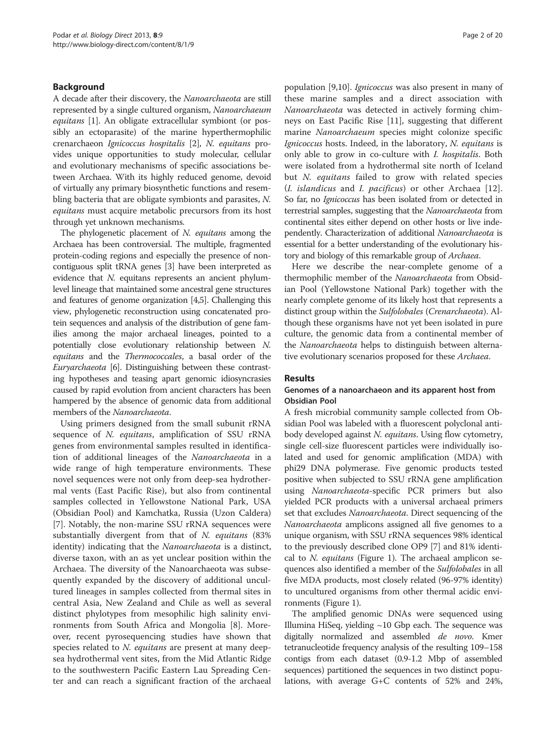## Background

A decade after their discovery, the *Nanoarchaeota* are still represented by a single cultured organism, *Nanoarchaeum equitans* [1]. An obligate extracellular symbiont (or possibly an ectoparasite) of the marine hyperthermophilic crenarchaeon *Ignicoccus hospitalis* [2], *N. equitans* provides unique opportunities to study molecular, cellular and evolutionary mechanisms of specific associations between Archaea. With its highly reduced genome, devoid of virtually any primary biosynthetic functions and resembling bacteria that are obligate symbionts and parasites, *N. equitans* must acquire metabolic precursors from its host through yet unknown mechanisms.

The phylogenetic placement of *N. equitans* among the Archaea has been controversial. The multiple, fragmented protein-coding regions and especially the presence of non-contiguous split tRNA genes [3] have been interpreted as evidence that *N.* equitans represents an ancient phylum-level lineage that maintained some ancestral gene structures and features of genome organization [4,5]. Challenging this view, phylogenetic reconstruction using concatenated protein sequences and analysis of the distribution of gene families among the major archaeal lineages, pointed to a potentially close evolutionary relationship between *N. equitans* and the *Thermococcales*, a basal order of the *Euryarchaeota* [6]. Distinguishing between these contrasting hypotheses and teasing apart genomic idiosyncrasies caused by rapid evolution from ancient characters has been hampered by the absence of genomic data from additional members of the *Nanoarchaeota*.

Using primers designed from the small subunit rRNA sequence of *N. equitans*, amplification of SSU rRNA genes from environmental samples resulted in identification of additional lineages of the *Nanoarchaeota* in a wide range of high temperature environments. These novel sequences were not only from deep-sea hydrothermal vents (East Pacific Rise), but also from continental samples collected in Yellowstone National Park, USA (Obsidian Pool) and Kamchatka, Russia (Uzon Caldera) [7]. Notably, the non-marine SSU rRNA sequences were substantially divergent from that of *N. equitans* (83% identity) indicating that the *Nanoarchaeota* is a distinct, diverse taxon, with an as yet unclear position within the Archaea. The diversity of the Nanoarchaeota was subsequently expanded by the discovery of additional uncultured lineages in samples collected from thermal sites in central Asia, New Zealand and Chile as well as several distinct phylotypes from mesophilic high salinity environments from South Africa and Mongolia [8]. Moreover, recent pyrosequencing studies have shown that species related to *N. equitans* are present at many deep-sea hydrothermal vent sites, from the Mid Atlantic Ridge to the southwestern Pacific Eastern Lau Spreading Center and can reach a significant fraction of the archaeal population [9,10]. *Ignicoccus* was also present in many of these marine samples and a direct association with *Nanoarchaeota* was detected in actively forming chimneys on East Pacific Rise [11], suggesting that different marine *Nanoarchaeum* species might colonize specific *Ignicoccus* hosts. Indeed, in the laboratory, *N. equitans* is only able to grow in co-culture with *I. hospitalis*. Both were isolated from a hydrothermal site north of Iceland but *N. equitans* failed to grow with related species (*I. islandicus* and *I. pacificus*) or other Archaea [12]. So far, no *Ignicoccus* has been isolated from or detected in terrestrial samples, suggesting that the *Nanoarchaeota* from continental sites either depend on other hosts or live independently. Characterization of additional *Nanoarchaeota* is essential for a better understanding of the evolutionary history and biology of this remarkable group of *Archaea*.

Here we describe the near-complete genome of a thermophilic member of the *Nanoarchaeota* from Obsidian Pool (Yellowstone National Park) together with the nearly complete genome of its likely host that represents a distinct group within the *Sulfolobales* (*Crenarchaeota*). Although these organisms have not yet been isolated in pure culture, the genomic data from a continental member of the *Nanoarchaeota* helps to distinguish between alternative evolutionary scenarios proposed for these *Archaea*.

## Results

### Genomes of a nanoarchaeon and its apparent host from Obsidian Pool

A fresh microbial community sample collected from Obsidian Pool was labeled with a fluorescent polyclonal antibody developed against *N. equitans*. Using flow cytometry, single cell-size fluorescent particles were individually isolated and used for genomic amplification (MDA) with phi29 DNA polymerase. Five genomic products tested positive when subjected to SSU rRNA gene amplification using *Nanoarchaeota*-specific PCR primers but also yielded PCR products with a universal archaeal primers set that excludes *Nanoarchaeota*. Direct sequencing of the *Nanoarchaeota* amplicons assigned all five genomes to a unique organism, with SSU rRNA sequences 98% identical to the previously described clone OP9 [7] and 81% identical to *N. equitans* (Figure 1). The archaeal amplicon sequences also identified a member of the *Sulfolobales* in all five MDA products, most closely related (96-97% identity) to uncultured organisms from other thermal acidic environments (Figure 1).

The amplified genomic DNAs were sequenced using Illumina HiSeq, yielding ~10 Gbp each. The sequence was digitally normalized and assembled *de novo*. Kmer tetranucleotide frequency analysis of the resulting 109–158 contigs from each dataset (0.9-1.2 Mbp of assembled sequences) partitioned the sequences in two distinct populations, with average G+C contents of 52% and 24%,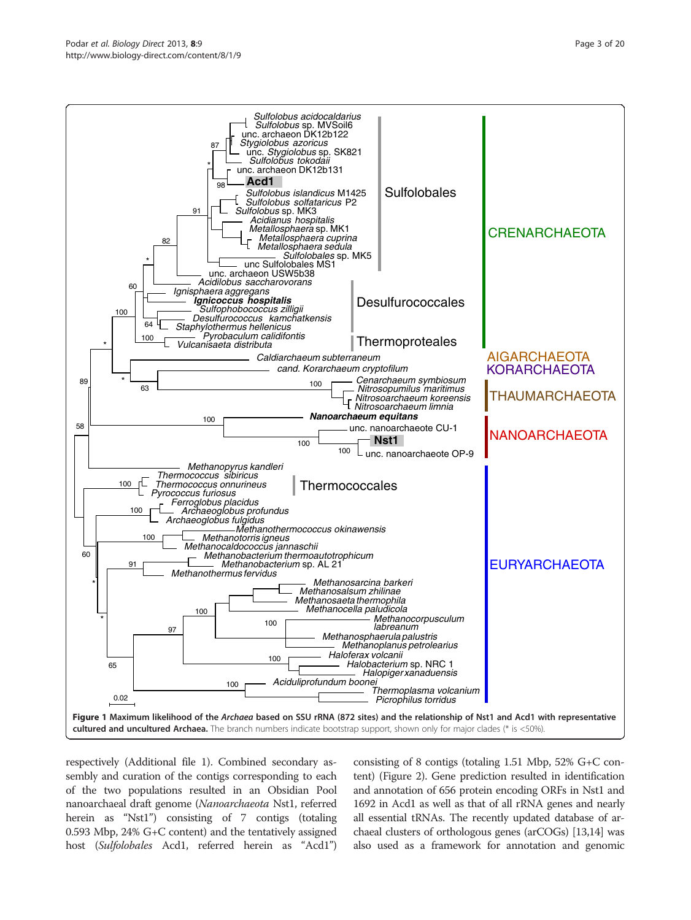**Figure 1 Maximum likelihood of the *Archaea* based on SSU rRNA (872 sites) and the relationship of Nst1 and Acd1 with representative cultured and uncultured Archaea.** The branch numbers indicate bootstrap support, shown only for major clades (* is <50%).

respectively (Additional file 1). Combined secondary assembly and curation of the contigs corresponding to each of the two populations resulted in an Obsidian Pool nanoarchaeal draft genome (*Nanoarchaeota* Nst1, referred herein as "Nst1") consisting of 7 contigs (totaling 0.593 Mbp, 24% G+C content) and the tentatively assigned host (*Sulfolobales* Acd1, referred herein as "Acd1") consisting of 8 contigs (totaling 1.51 Mbp, 52% G+C content) (Figure 2). Gene prediction resulted in identification and annotation of 656 protein encoding ORFs in Nst1 and 1692 in Acd1 as well as that of all rRNA genes and nearly all essential tRNAs. The recently updated database of archaeal clusters of orthologous genes (arCOGs) [13,14] was also used as a framework for annotation and genomic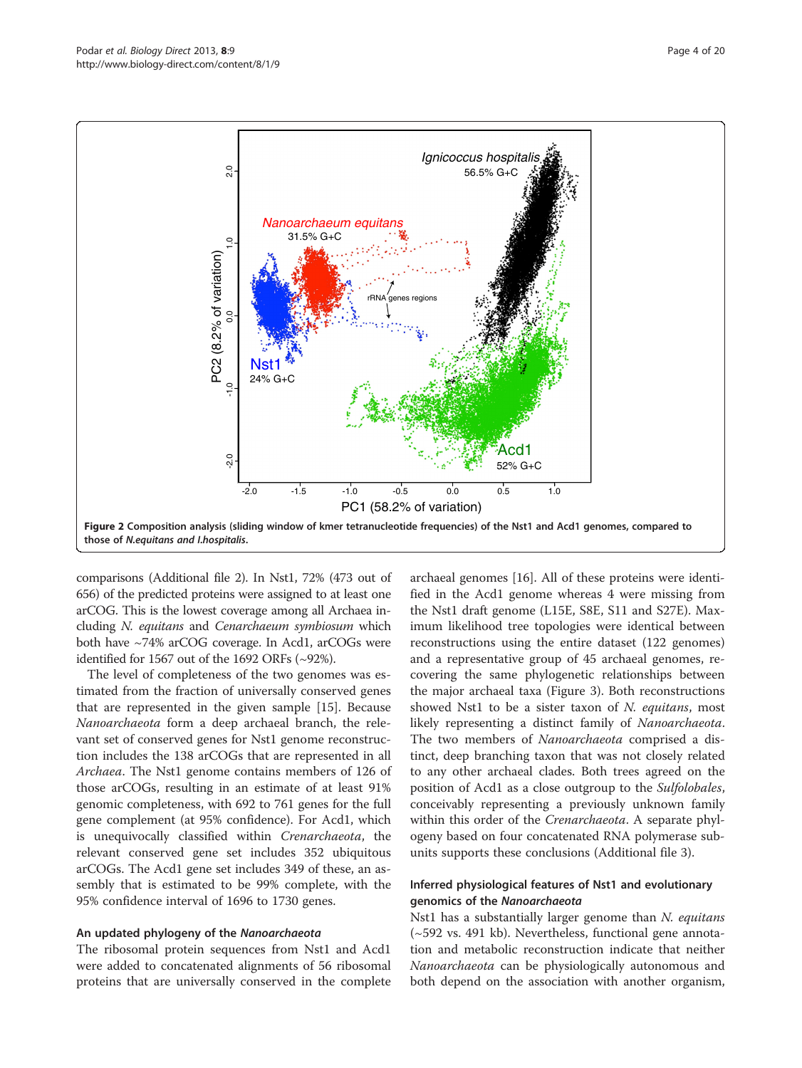Figure 2 Composition analysis (sliding window of kmer tetranucleotide frequencies) of the Nst1 and Acd1 genomes, compared to those of *N.equitans and I.hospitalis*.

comparisons (Additional file 2). In Nst1, 72% (473 out of 656) of the predicted proteins were assigned to at least one arCOG. This is the lowest coverage among all Archaea including *N. equitans* and *Cenarchaeum symbiosum* which both have ~74% arCOG coverage. In Acd1, arCOGs were identified for 1567 out of the 1692 ORFs (~92%).

The level of completeness of the two genomes was estimated from the fraction of universally conserved genes that are represented in the given sample [15]. Because *Nanoarchaeota* form a deep archaeal branch, the relevant set of conserved genes for Nst1 genome reconstruction includes the 138 arCOGs that are represented in all *Archaea*. The Nst1 genome contains members of 126 of those arCOGs, resulting in an estimate of at least 91% genomic completeness, with 692 to 761 genes for the full gene complement (at 95% confidence). For Acd1, which is unequivocally classified within *Crenarchaeota*, the relevant conserved gene set includes 352 ubiquitous arCOGs. The Acd1 gene set includes 349 of these, an assembly that is estimated to be 99% complete, with the 95% confidence interval of 1696 to 1730 genes.

### An updated phylogeny of the *Nanoarchaeota*

The ribosomal protein sequences from Nst1 and Acd1 were added to concatenated alignments of 56 ribosomal proteins that are universally conserved in the complete archaeal genomes [16]. All of these proteins were identified in the Acd1 genome whereas 4 were missing from the Nst1 draft genome (L15E, S8E, S11 and S27E). Maximum likelihood tree topologies were identical between reconstructions using the entire dataset (122 genomes) and a representative group of 45 archaeal genomes, recovering the same phylogenetic relationships between the major archaeal taxa (Figure 3). Both reconstructions showed Nst1 to be a sister taxon of *N. equitans*, most likely representing a distinct family of *Nanoarchaeota*. The two members of *Nanoarchaeota* comprised a distinct, deep branching taxon that was not closely related to any other archaeal clades. Both trees agreed on the position of Acd1 as a close outgroup to the *Sulfolobales*, conceivably representing a previously unknown family within this order of the *Crenarchaeota*. A separate phylogeny based on four concatenated RNA polymerase subunits supports these conclusions (Additional file 3).

### Inferred physiological features of Nst1 and evolutionary genomics of the *Nanoarchaeota*

Nst1 has a substantially larger genome than *N. equitans* (~592 vs. 491 kb). Nevertheless, functional gene annotation and metabolic reconstruction indicate that neither *Nanoarchaeota* can be physiologically autonomous and both depend on the association with another organism,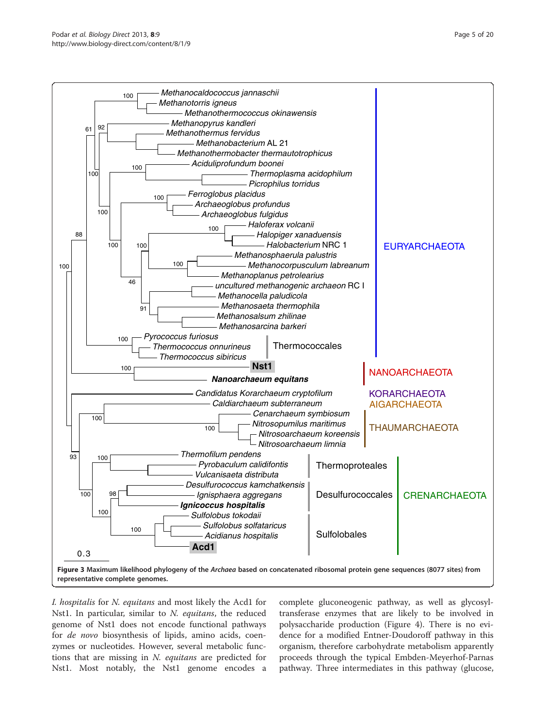**Figure 3 Maximum likelihood phylogeny of the *Archaea* based on concatenated ribosomal protein gene sequences (8077 sites) from representative complete genomes.**

*I. hospitalis* for *N. equitans* and most likely the Acd1 for Nst1. In particular, similar to *N. equitans*, the reduced genome of Nst1 does not encode functional pathways for *de novo* biosynthesis of lipids, amino acids, coenzymes or nucleotides. However, several metabolic functions that are missing in *N. equitans* are predicted for Nst1. Most notably, the Nst1 genome encodes a complete gluconeogenic pathway, as well as glycosyltransferase enzymes that are likely to be involved in polysaccharide production (Figure 4). There is no evidence for a modified Entner-Doudoroff pathway in this organism, therefore carbohydrate metabolism apparently proceeds through the typical Embden-Meyerhof-Parnas pathway. Three intermediates in this pathway (glucose,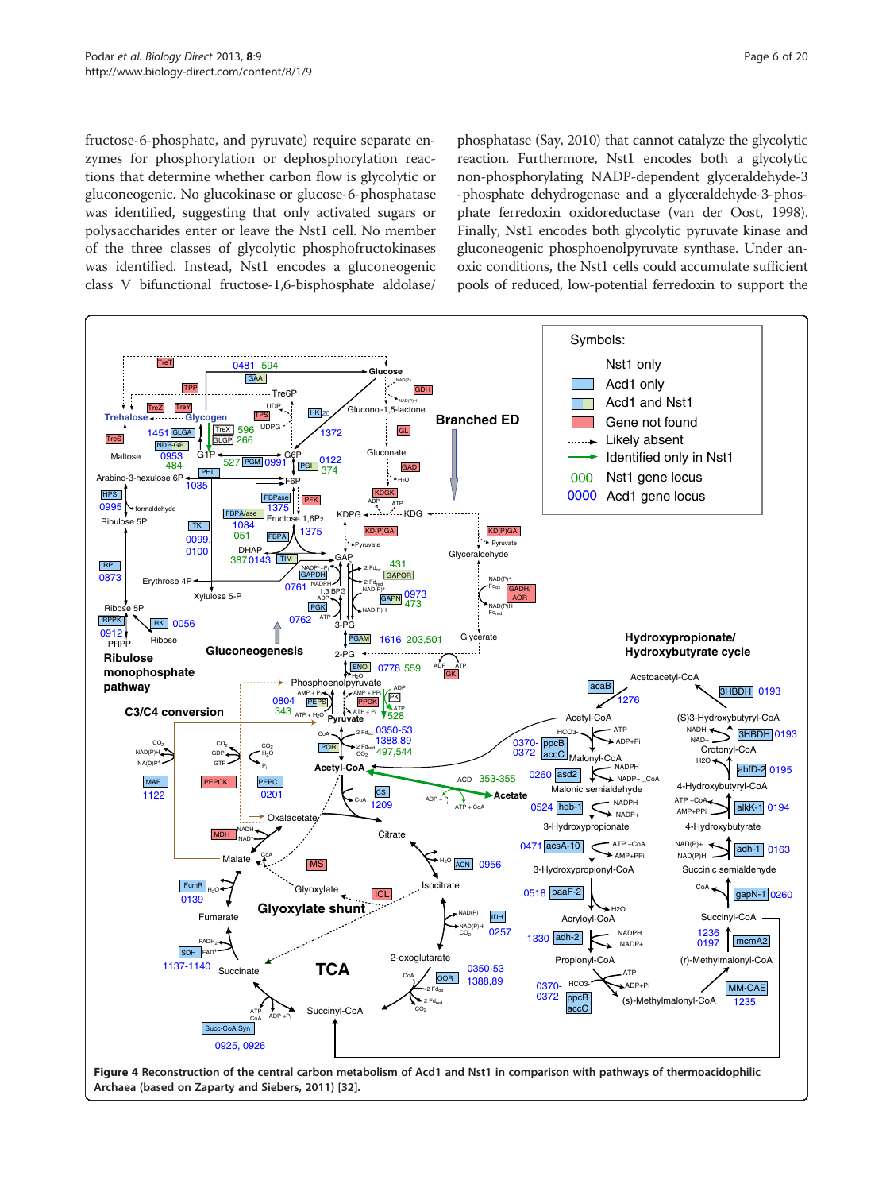fructose-6-phosphate, and pyruvate) require separate enzymes for phosphorylation or dephosphorylation reactions that determine whether carbon flow is glycolytic or gluconeogenic. No glucokinase or glucose-6-phosphatase was identified, suggesting that only activated sugars or polysaccharides enter or leave the Nst1 cell. No member of the three classes of glycolytic phosphofructokinases was identified. Instead, Nst1 encodes a gluconeogenic class V bifunctional fructose-1,6-bisphosphate aldolase/phosphatase (Say, 2010) that cannot catalyze the glycolytic reaction. Furthermore, Nst1 encodes both a glycolytic non-phosphorylating NADP-dependent glyceraldehyde-3-phosphate dehydrogenase and a glyceraldehyde-3-phosphate ferredoxin oxidoreductase (van der Oost, 1998). Finally, Nst1 encodes both glycolytic pyruvate kinase and gluconeogenic phosphoenolpyruvate synthase. Under anoxic conditions, the Nst1 cells could accumulate sufficient pools of reduced, low-potential ferredoxin to support the

**Figure 4 Reconstruction of the central carbon metabolism of Acd1 and Nst1 in comparison with pathways of thermoacidophilic Archaea (based on Zaparty and Siebers, 2011) [32].**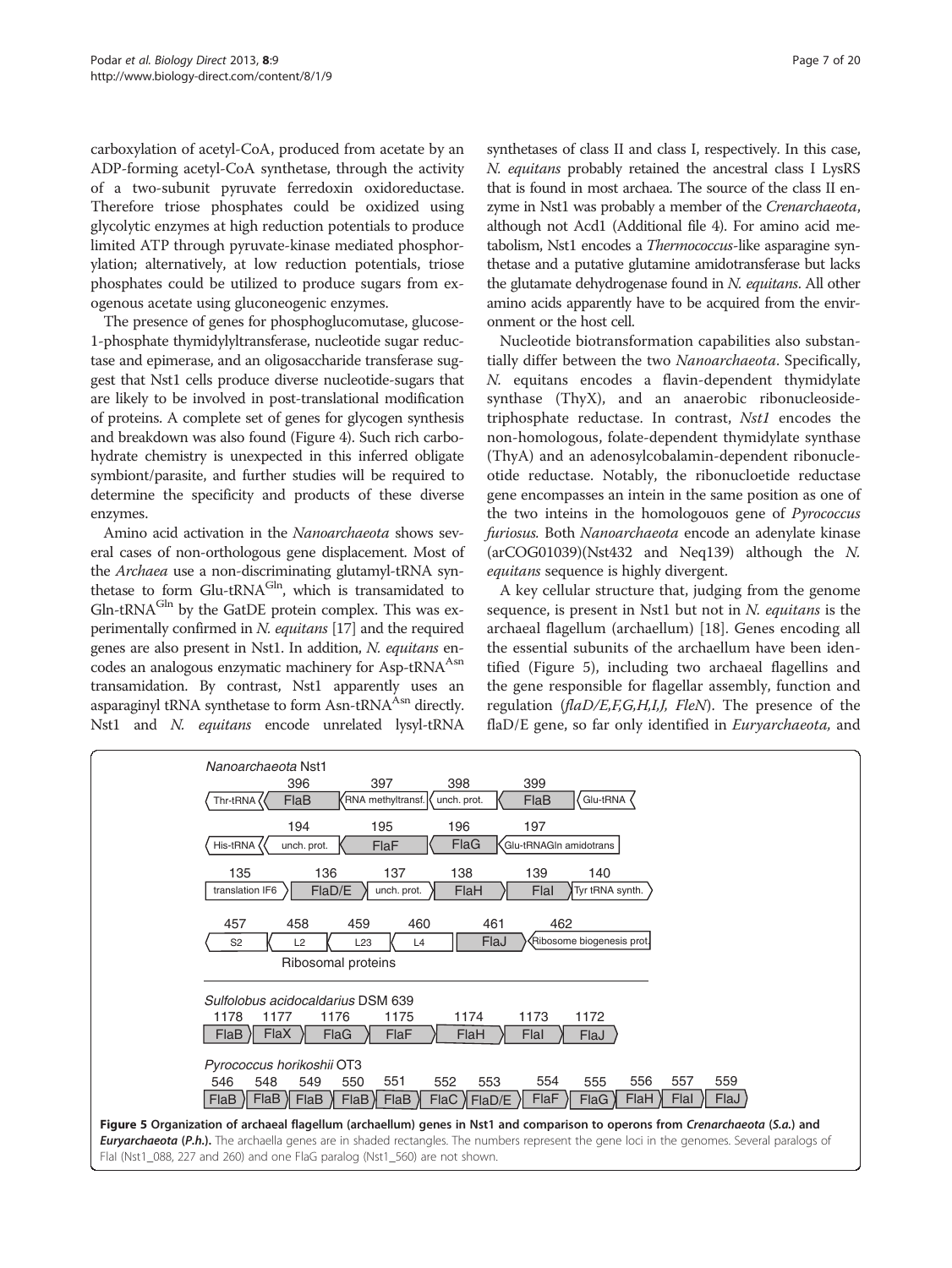carboxylation of acetyl-CoA, produced from acetate by an ADP-forming acetyl-CoA synthetase, through the activity of a two-subunit pyruvate ferredoxin oxidoreductase. Therefore triose phosphates could be oxidized using glycolytic enzymes at high reduction potentials to produce limited ATP through pyruvate-kinase mediated phosphorylation; alternatively, at low reduction potentials, triose phosphates could be utilized to produce sugars from exogenous acetate using gluconeogenic enzymes.

The presence of genes for phosphoglucomutase, glucose-1-phosphate thymidylyltransferase, nucleotide sugar reductase and epimerase, and an oligosaccharide transferase suggest that Nst1 cells produce diverse nucleotide-sugars that are likely to be involved in post-translational modification of proteins. A complete set of genes for glycogen synthesis and breakdown was also found (Figure 4). Such rich carbohydrate chemistry is unexpected in this inferred obligate symbiont/parasite, and further studies will be required to determine the specificity and products of these diverse enzymes.

Amino acid activation in the *Nanoarchaeota* shows several cases of non-orthologous gene displacement. Most of the *Archaea* use a non-discriminating glutamyl-tRNA synthetase to form Glu-$tRNA^{Gln}$, which is transamidated to Gln-$tRNA^{Gln}$ by the GatDE protein complex. This was experimentally confirmed in *N. equitans* [17] and the required genes are also present in Nst1. In addition, *N. equitans* encodes an analogous enzymatic machinery for Asp-$tRNA^{Asn}$ transamidation. By contrast, Nst1 apparently uses an asparaginyl tRNA synthetase to form Asn-$tRNA^{Asn}$ directly. Nst1 and *N. equitans* encode unrelated lysyl-tRNA synthetases of class II and class I, respectively. In this case, *N. equitans* probably retained the ancestral class I LysRS that is found in most archaea. The source of the class II enzyme in Nst1 was probably a member of the *Crenarchaeota*, although not Acd1 (Additional file 4). For amino acid metabolism, Nst1 encodes a *Thermococcus*-like asparagine synthetase and a putative glutamine amidotransferase but lacks the glutamate dehydrogenase found in *N. equitans*. All other amino acids apparently have to be acquired from the environment or the host cell.

Nucleotide biotransformation capabilities also substantially differ between the two *Nanoarchaeota*. Specifically, N. equitans encodes a flavin-dependent thymidylate synthase (ThyX), and an anaerobic ribonucleoside-triphosphate reductase. In contrast, *Nst1* encodes the non-homologous, folate-dependent thymidylate synthase (ThyA) and an adenosylcobalamin-dependent ribonucleotide reductase. Notably, the ribonucleotide reductase gene encompasses an intein in the same position as one of the two inteins in the homologouos gene of *Pyrococcus furiosus*. Both *Nanoarchaeota* encode an adenylate kinase (arCOG01039)(Nst432 and Neq139) although the *N. equitans* sequence is highly divergent.

A key cellular structure that, judging from the genome sequence, is present in Nst1 but not in *N. equitans* is the archaeal flagellum (archaellum) [18]. Genes encoding all the essential subunits of the archaellum have been identified (Figure 5), including two archaeal flagellins and the gene responsible for flagellar assembly, function and regulation (*flaD/E,F,G,H,I,J, FleN*). The presence of the flaD/E gene, so far only identified in *Euryarchaeota,* and

*Nanoarchaeota* Nst1

396 FlaB, 397 RNA methyltransf., 398 unch. prot., 399 FlaB; Thr-tRNA, Glu-tRNA

194 unch. prot., 195 FlaF, 196 FlaG, 197 Glu-tRNAGln amidotrans; His-tRNA

135 translation IF6, 136 FlaD/E, 137 unch. prot., 138 FlaH, 139 FlaI, 140 Tyr tRNA synth.

457 S2, 458 L2, 459 L23, 460 L4 (Ribosomal proteins), 461 FlaJ, 462 Ribosome biogenesis prot.

*Sulfolobus acidocaldarius* DSM 639

1178 FlaB, 1177 FlaX, 1176 FlaG, 1175 FlaF, 1174 FlaH, 1173 FlaI, 1172 FlaJ

*Pyrococcus horikoshii* OT3

546 FlaB, 548 FlaB, 549 FlaB, 550 FlaB, 551 FlaB, 552 FlaC, 553 FlaD/E, 554 FlaF, 555 FlaG, 556 FlaH, 557 FlaI, 559 FlaJ

**Figure 5 Organization of archaeal flagellum (archaellum) genes in Nst1 and comparison to operons from *Crenarchaeota* (*S.a.*) and *Euryarchaeota* (*P.h.*).** The archaella genes are in shaded rectangles. The numbers represent the gene loci in the genomes. Several paralogs of FlaI (Nst1_088, 227 and 260) and one FlaG paralog (Nst1_560) are not shown.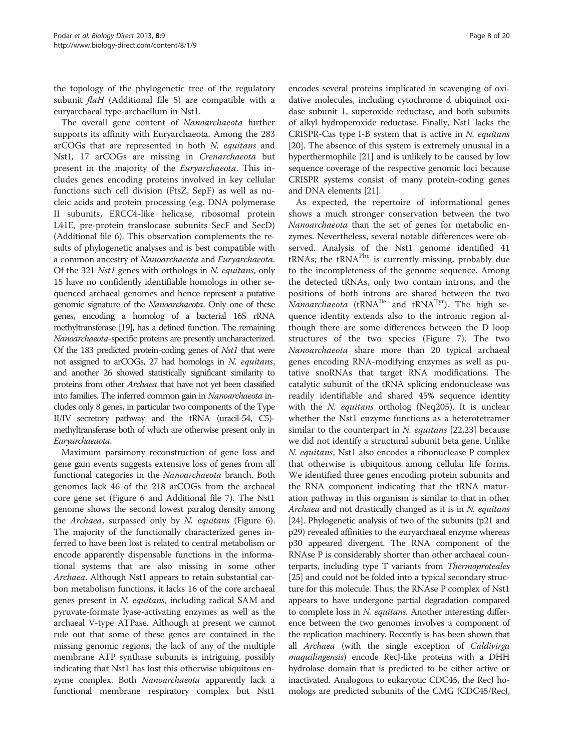the topology of the phylogenetic tree of the regulatory subunit *flaH* (Additional file 5) are compatible with a euryarchaeal type-archaellum in Nst1.

The overall gene content of *Nanoarchaeota* further supports its affinity with Euryarchaeota. Among the 283 arCOGs that are represented in both *N. equitans* and Nst1, 17 arCOGs are missing in *Crenarchaeota* but present in the majority of the *Euryarchaeota*. This includes genes encoding proteins involved in key cellular functions such cell division (FtsZ, SepF) as well as nucleic acids and protein processing (e.g. DNA polymerase II subunits, ERCC4-like helicase, ribosomal protein L41E, pre-protein translocase subunits SecF and SecD) (Additional file 6). This observation complements the results of phylogenetic analyses and is best compatible with a common ancestry of *Nanoarchaeota* and *Euryarchaeota*. Of the 321 *Nst1* genes with orthologs in *N. equitans*, only 15 have no confidently identifiable homologs in other sequenced archaeal genomes and hence represent a putative genomic signature of the *Nanoarchaeota*. Only one of these genes, encoding a homolog of a bacterial 16S rRNA methyltransferase [19], has a defined function. The remaining *Nanoarchaeota*-specific proteins are presently uncharacterized. Of the 183 predicted protein-coding genes of *Nst1* that were not assigned to arCOGs, 27 had homologs in *N. equitans*, and another 26 showed statistically significant similarity to proteins from other *Archaea* that have not yet been classified into families. The inferred common gain in *Nanoarchaeota* includes only 8 genes, in particular two components of the Type II/IV secretory pathway and the tRNA (uracil-54, C5)-methyltransferase both of which are otherwise present only in *Euryarchaeota*.

Maximum parsimony reconstruction of gene loss and gene gain events suggests extensive loss of genes from all functional categories in the *Nanoarchaeota* branch. Both genomes lack 46 of the 218 arCOGs from the archaeal core gene set (Figure 6 and Additional file 7). The Nst1 genome shows the second lowest paralog density among the *Archaea*, surpassed only by *N. equitans* (Figure 6). The majority of the functionally characterized genes inferred to have been lost is related to central metabolism or encode apparently dispensable functions in the informational systems that are also missing in some other *Archaea*. Although Nst1 appears to retain substantial carbon metabolism functions, it lacks 16 of the core archaeal genes present in *N. equitans*, including radical SAM and pyruvate-formate lyase-activating enzymes as well as the archaeal V-type ATPase. Although at present we cannot rule out that some of these genes are contained in the missing genomic regions, the lack of any of the multiple membrane ATP synthase subunits is intriguing, possibly indicating that Nst1 has lost this otherwise ubiquitous enzyme complex. Both *Nanoarchaeota* apparently lack a functional membrane respiratory complex but Nst1 encodes several proteins implicated in scavenging of oxidative molecules, including cytochrome d ubiquinol oxidase subunit 1, superoxide reductase, and both subunits of alkyl hydroperoxide reductase. Finally, Nst1 lacks the CRISPR-Cas type I-B system that is active in *N. equitans* [20]. The absence of this system is extremely unusual in a hyperthermophile [21] and is unlikely to be caused by low sequence coverage of the respective genomic loci because CRISPR systems consist of many protein-coding genes and DNA elements [21].

As expected, the repertoire of informational genes shows a much stronger conservation between the two *Nanoarchaeota* than the set of genes for metabolic enzymes. Nevertheless, several notable differences were observed. Analysis of the Nst1 genome identified 41 tRNAs; the $tRNA^{Phe}$ is currently missing, probably due to the incompleteness of the genome sequence. Among the detected tRNAs, only two contain introns, and the positions of both introns are shared between the two *Nanoarchaeota* ($tRNA^{Ile}$ and $tRNA^{Tyr}$). The high sequence identity extends also to the intronic region although there are some differences between the D loop structures of the two species (Figure 7). The two *Nanoarchaeota* share more than 20 typical archaeal genes encoding RNA-modifying enzymes as well as putative snoRNAs that target RNA modifications. The catalytic subunit of the tRNA splicing endonuclease was readily identifiable and shared 45% sequence identity with the *N. equitans* ortholog (Neq205). It is unclear whether the Nst1 enzyme functions as a heterotetramer similar to the counterpart in *N. equitans* [22,23] because we did not identify a structural subunit beta gene. Unlike *N. equitans*, Nst1 also encodes a ribonuclease P complex that otherwise is ubiquitous among cellular life forms. We identified three genes encoding protein subunits and the RNA component indicating that the tRNA maturation pathway in this organism is similar to that in other *Archaea* and not drastically changed as it is in *N. equitans* [24]. Phylogenetic analysis of two of the subunits (p21 and p29) revealed affinities to the euryarchaeal enzyme whereas p30 appeared divergent. The RNA component of the RNAse P is considerably shorter than other archaeal counterparts, including type T variants from *Thermoproteales* [25] and could not be folded into a typical secondary structure for this molecule. Thus, the RNAse P complex of Nst1 appears to have undergone partial degradation compared to complete loss in *N. equitans.* Another interesting difference between the two genomes involves a component of the replication machinery. Recently is has been shown that all *Archaea* (with the single exception of *Caldivirga maquilingensis*) encode RecJ-like proteins with a DHH hydrolase domain that is predicted to be either active or inactivated. Analogous to eukaryotic CDC45, the RecJ homologs are predicted subunits of the CMG (CDC45/RecJ,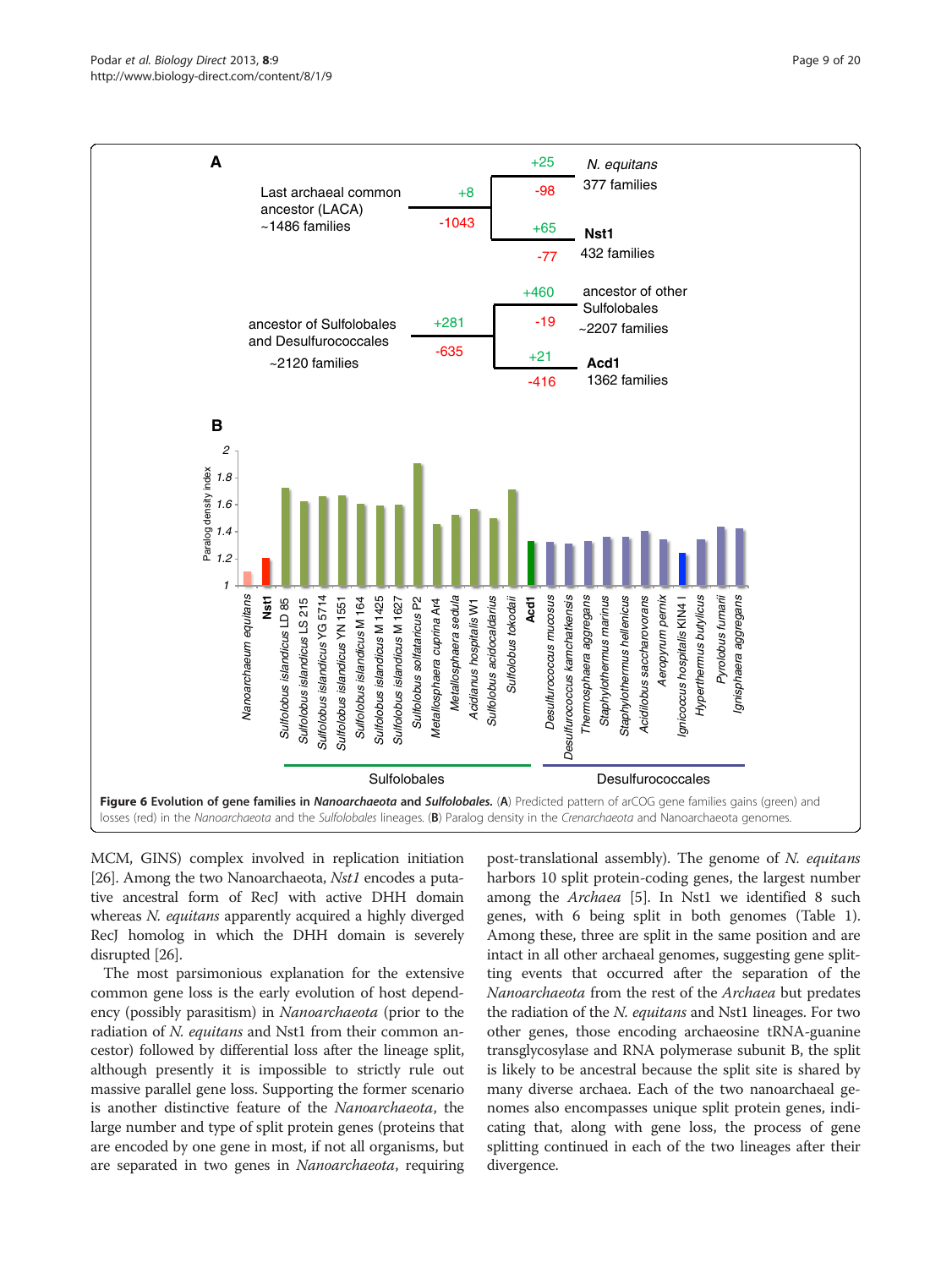**Figure 6 Evolution of gene families in *Nanoarchaeota* and *Sulfolobales*.** (**A**) Predicted pattern of arCOG gene families gains (green) and losses (red) in the *Nanoarchaeota* and the *Sulfolobales* lineages. (**B**) Paralog density in the *Crenarchaeota* and Nanoarchaeota genomes.

MCM, GINS) complex involved in replication initiation [26]. Among the two Nanoarchaeota, *Nst1* encodes a putative ancestral form of RecJ with active DHH domain whereas *N. equitans* apparently acquired a highly diverged RecJ homolog in which the DHH domain is severely disrupted [26].

The most parsimonious explanation for the extensive common gene loss is the early evolution of host dependency (possibly parasitism) in *Nanoarchaeota* (prior to the radiation of *N. equitans* and Nst1 from their common ancestor) followed by differential loss after the lineage split, although presently it is impossible to strictly rule out massive parallel gene loss. Supporting the former scenario is another distinctive feature of the *Nanoarchaeota*, the large number and type of split protein genes (proteins that are encoded by one gene in most, if not all organisms, but are separated in two genes in *Nanoarchaeota*, requiring post-translational assembly). The genome of *N. equitans* harbors 10 split protein-coding genes, the largest number among the *Archaea* [5]. In Nst1 we identified 8 such genes, with 6 being split in both genomes (Table 1). Among these, three are split in the same position and are intact in all other archaeal genomes, suggesting gene splitting events that occurred after the separation of the *Nanoarchaeota* from the rest of the *Archaea* but predates the radiation of the *N. equitans* and Nst1 lineages. For two other genes, those encoding archaeosine tRNA-guanine transglycosylase and RNA polymerase subunit B, the split is likely to be ancestral because the split site is shared by many diverse archaea. Each of the two nanoarchaeal genomes also encompasses unique split protein genes, indicating that, along with gene loss, the process of gene splitting continued in each of the two lineages after their divergence.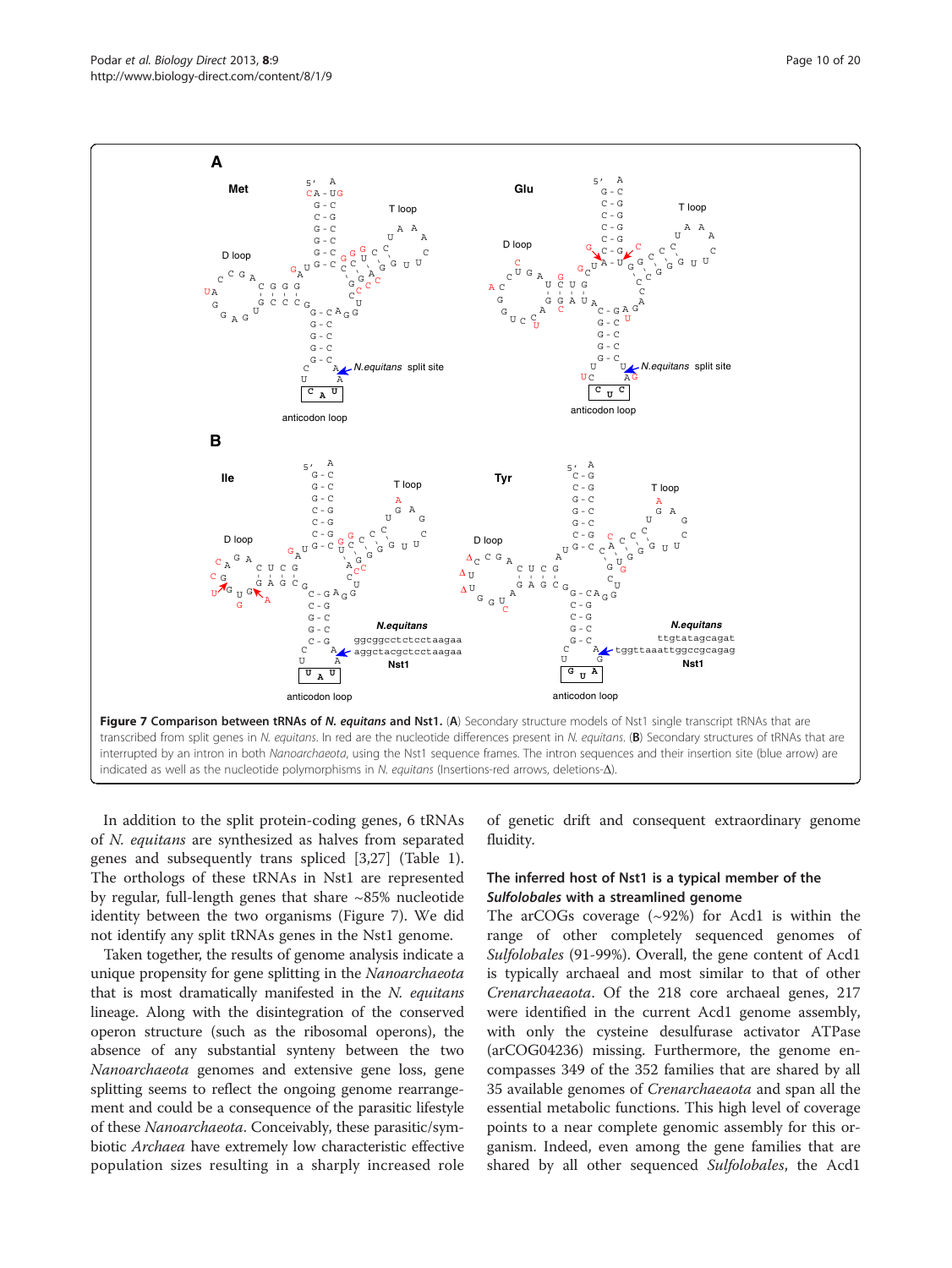**Figure 7 Comparison between tRNAs of *N. equitans* and Nst1.** (**A**) Secondary structure models of Nst1 single transcript tRNAs that are transcribed from split genes in *N. equitans*. In red are the nucleotide differences present in *N. equitans*. (**B**) Secondary structures of tRNAs that are interrupted by an intron in both *Nanoarchaeota*, using the Nst1 sequence frames. The intron sequences and their insertion site (blue arrow) are indicated as well as the nucleotide polymorphisms in *N. equitans* (Insertions-red arrows, deletions-Δ).

In addition to the split protein-coding genes, 6 tRNAs of *N. equitans* are synthesized as halves from separated genes and subsequently trans spliced [3,27] (Table 1). The orthologs of these tRNAs in Nst1 are represented by regular, full-length genes that share ~85% nucleotide identity between the two organisms (Figure 7). We did not identify any split tRNAs genes in the Nst1 genome.

Taken together, the results of genome analysis indicate a unique propensity for gene splitting in the *Nanoarchaeota* that is most dramatically manifested in the *N. equitans* lineage. Along with the disintegration of the conserved operon structure (such as the ribosomal operons), the absence of any substantial synteny between the two *Nanoarchaeota* genomes and extensive gene loss, gene splitting seems to reflect the ongoing genome rearrangement and could be a consequence of the parasitic lifestyle of these *Nanoarchaeota*. Conceivably, these parasitic/symbiotic *Archaea* have extremely low characteristic effective population sizes resulting in a sharply increased role of genetic drift and consequent extraordinary genome fluidity.

### The inferred host of Nst1 is a typical member of the *Sulfolobales* with a streamlined genome

The arCOGs coverage (~92%) for Acd1 is within the range of other completely sequenced genomes of *Sulfolobales* (91-99%). Overall, the gene content of Acd1 is typically archaeal and most similar to that of other *Crenarchaeaota*. Of the 218 core archaeal genes, 217 were identified in the current Acd1 genome assembly, with only the cysteine desulfurase activator ATPase (arCOG04236) missing. Furthermore, the genome encompasses 349 of the 352 families that are shared by all 35 available genomes of *Crenarchaeaota* and span all the essential metabolic functions. This high level of coverage points to a near complete genomic assembly for this organism. Indeed, even among the gene families that are shared by all other sequenced *Sulfolobales*, the Acd1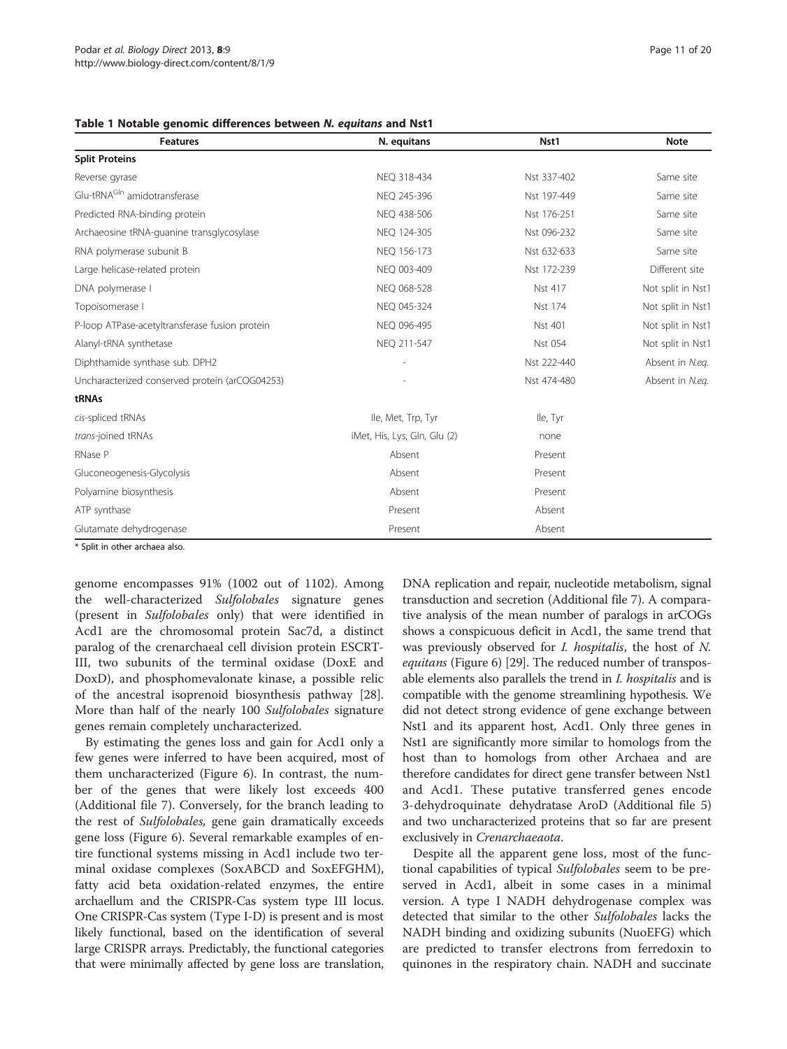**Table 1 Notable genomic differences between *N. equitans* and Nst1**

| Features | N. equitans | Nst1 | Note |
|---|---|---|---|
| **Split Proteins** | | | |
| Reverse gyrase | NEQ 318-434 | Nst 337-402 | Same site |
| Glu-tRNA$^{Gln}$ amidotransferase | NEQ 245-396 | Nst 197-449 | Same site |
| Predicted RNA-binding protein | NEQ 438-506 | Nst 176-251 | Same site |
| Archaeosine tRNA-guanine transglycosylase | NEQ 124-305 | Nst 096-232 | Same site |
| RNA polymerase subunit B | NEQ 156-173 | Nst 632-633 | Same site |
| Large helicase-related protein | NEQ 003-409 | Nst 172-239 | Different site |
| DNA polymerase I | NEQ 068-528 | Nst 417 | Not split in Nst1 |
| Topoisomerase I | NEQ 045-324 | Nst 174 | Not split in Nst1 |
| P-loop ATPase-acetyltransferase fusion protein | NEQ 096-495 | Nst 401 | Not split in Nst1 |
| Alanyl-tRNA synthetase | NEQ 211-547 | Nst 054 | Not split in Nst1 |
| Diphthamide synthase sub. DPH2 | - | Nst 222-440 | Absent in *N.eq.* |
| Uncharacterized conserved protein (arCOG04253) | - | Nst 474-480 | Absent in *N.eq.* |
| **tRNAs** | | | |
| *cis*-spliced tRNAs | Ile, Met, Trp, Tyr | Ile, Tyr | |
| *trans*-joined tRNAs | iMet, His, Lys, Gln, Glu (2) | none | |
| RNase P | Absent | Present | |
| Gluconeogenesis-Glycolysis | Absent | Present | |
| Polyamine biosynthesis | Absent | Present | |
| ATP synthase | Present | Absent | |
| Glutamate dehydrogenase | Present | Absent | |

\* Split in other archaea also.

genome encompasses 91% (1002 out of 1102). Among the well-characterized *Sulfolobales* signature genes (present in *Sulfolobales* only) that were identified in Acd1 are the chromosomal protein Sac7d, a distinct paralog of the crenarchaeal cell division protein ESCRT-III, two subunits of the terminal oxidase (DoxE and DoxD), and phosphomevalonate kinase, a possible relic of the ancestral isoprenoid biosynthesis pathway [28]. More than half of the nearly 100 *Sulfolobales* signature genes remain completely uncharacterized.

By estimating the genes loss and gain for Acd1 only a few genes were inferred to have been acquired, most of them uncharacterized (Figure 6). In contrast, the number of the genes that were likely lost exceeds 400 (Additional file 7). Conversely, for the branch leading to the rest of *Sulfolobales,* gene gain dramatically exceeds gene loss (Figure 6). Several remarkable examples of entire functional systems missing in Acd1 include two terminal oxidase complexes (SoxABCD and SoxEFGHM), fatty acid beta oxidation-related enzymes, the entire archaellum and the CRISPR-Cas system type III locus. One CRISPR-Cas system (Type I-D) is present and is most likely functional, based on the identification of several large CRISPR arrays. Predictably, the functional categories that were minimally affected by gene loss are translation, DNA replication and repair, nucleotide metabolism, signal transduction and secretion (Additional file 7). A comparative analysis of the mean number of paralogs in arCOGs shows a conspicuous deficit in Acd1, the same trend that was previously observed for *I. hospitalis*, the host of *N. equitans* (Figure 6) [29]. The reduced number of transposable elements also parallels the trend in *I. hospitalis* and is compatible with the genome streamlining hypothesis. We did not detect strong evidence of gene exchange between Nst1 and its apparent host, Acd1. Only three genes in Nst1 are significantly more similar to homologs from the host than to homologs from other Archaea and are therefore candidates for direct gene transfer between Nst1 and Acd1. These putative transferred genes encode 3-dehydroquinate dehydratase AroD (Additional file 5) and two uncharacterized proteins that so far are present exclusively in *Crenarchaeaota*.

Despite all the apparent gene loss, most of the functional capabilities of typical *Sulfolobales* seem to be preserved in Acd1, albeit in some cases in a minimal version. A type I NADH dehydrogenase complex was detected that similar to the other *Sulfolobales* lacks the NADH binding and oxidizing subunits (NuoEFG) which are predicted to transfer electrons from ferredoxin to quinones in the respiratory chain. NADH and succinate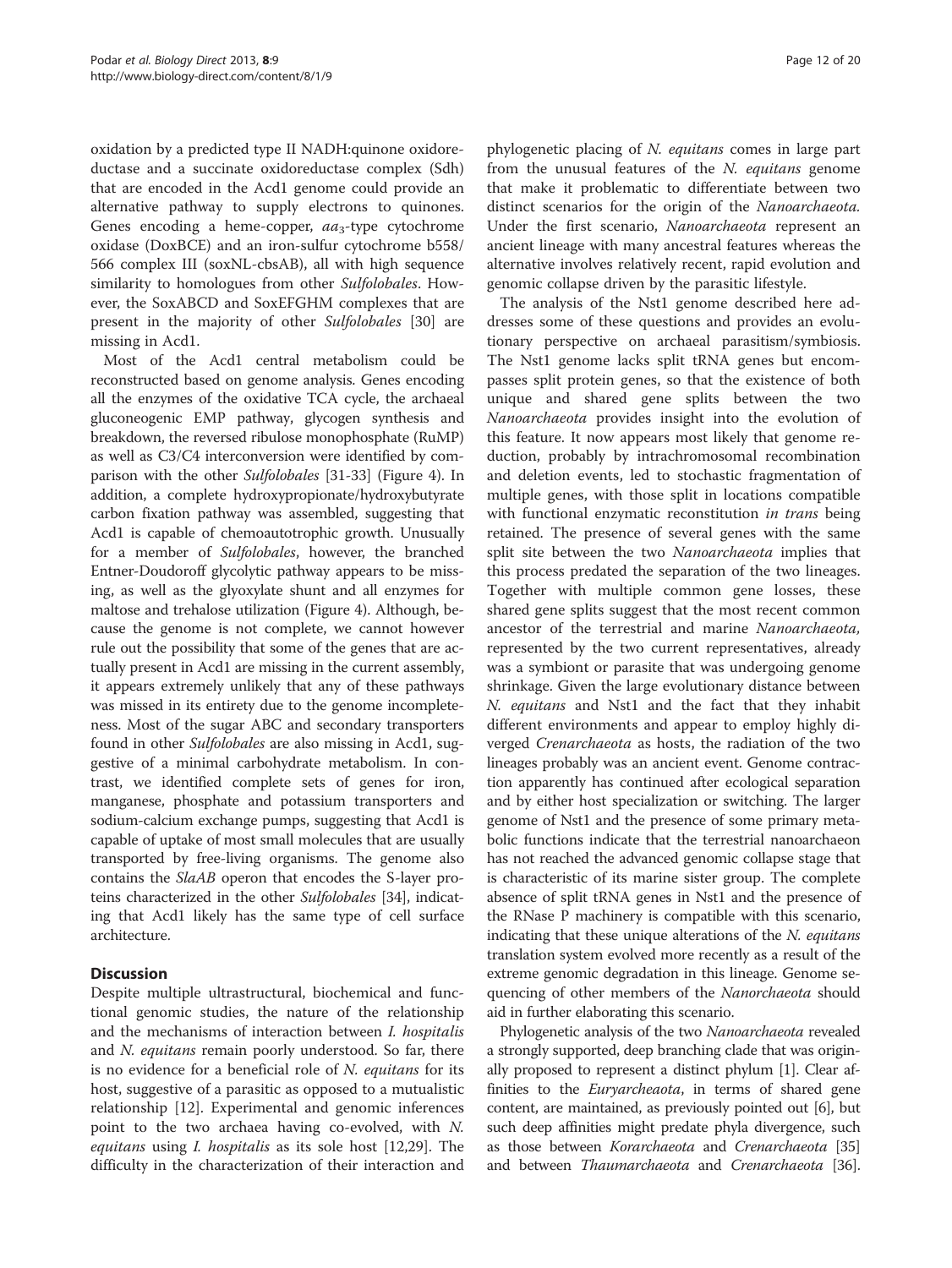oxidation by a predicted type II NADH:quinone oxidoreductase and a succinate oxidoreductase complex (Sdh) that are encoded in the Acd1 genome could provide an alternative pathway to supply electrons to quinones. Genes encoding a heme-copper, $aa_3$-type cytochrome oxidase (DoxBCE) and an iron-sulfur cytochrome b558/566 complex III (soxNL-cbsAB), all with high sequence similarity to homologues from other *Sulfolobales*. However, the SoxABCD and SoxEFGHM complexes that are present in the majority of other *Sulfolobales* [30] are missing in Acd1.

Most of the Acd1 central metabolism could be reconstructed based on genome analysis. Genes encoding all the enzymes of the oxidative TCA cycle, the archaeal gluconeogenic EMP pathway, glycogen synthesis and breakdown, the reversed ribulose monophosphate (RuMP) as well as C3/C4 interconversion were identified by comparison with the other *Sulfolobales* [31-33] (Figure 4). In addition, a complete hydroxypropionate/hydroxybutyrate carbon fixation pathway was assembled, suggesting that Acd1 is capable of chemoautotrophic growth. Unusually for a member of *Sulfolobales*, however, the branched Entner-Doudoroff glycolytic pathway appears to be missing, as well as the glyoxylate shunt and all enzymes for maltose and trehalose utilization (Figure 4). Although, because the genome is not complete, we cannot however rule out the possibility that some of the genes that are actually present in Acd1 are missing in the current assembly, it appears extremely unlikely that any of these pathways was missed in its entirety due to the genome incompleteness. Most of the sugar ABC and secondary transporters found in other *Sulfolobales* are also missing in Acd1, suggestive of a minimal carbohydrate metabolism. In contrast, we identified complete sets of genes for iron, manganese, phosphate and potassium transporters and sodium-calcium exchange pumps, suggesting that Acd1 is capable of uptake of most small molecules that are usually transported by free-living organisms. The genome also contains the *SlaAB* operon that encodes the S-layer proteins characterized in the other *Sulfolobales* [34], indicating that Acd1 likely has the same type of cell surface architecture.

## Discussion

Despite multiple ultrastructural, biochemical and functional genomic studies, the nature of the relationship and the mechanisms of interaction between *I. hospitalis* and *N. equitans* remain poorly understood. So far, there is no evidence for a beneficial role of *N. equitans* for its host, suggestive of a parasitic as opposed to a mutualistic relationship [12]. Experimental and genomic inferences point to the two archaea having co-evolved, with *N. equitans* using *I. hospitalis* as its sole host [12,29]. The difficulty in the characterization of their interaction and phylogenetic placing of *N. equitans* comes in large part from the unusual features of the *N. equitans* genome that make it problematic to differentiate between two distinct scenarios for the origin of the *Nanoarchaeota*. Under the first scenario, *Nanoarchaeota* represent an ancient lineage with many ancestral features whereas the alternative involves relatively recent, rapid evolution and genomic collapse driven by the parasitic lifestyle.

The analysis of the Nst1 genome described here addresses some of these questions and provides an evolutionary perspective on archaeal parasitism/symbiosis. The Nst1 genome lacks split tRNA genes but encompasses split protein genes, so that the existence of both unique and shared gene splits between the two *Nanoarchaeota* provides insight into the evolution of this feature. It now appears most likely that genome reduction, probably by intrachromosomal recombination and deletion events, led to stochastic fragmentation of multiple genes, with those split in locations compatible with functional enzymatic reconstitution *in trans* being retained. The presence of several genes with the same split site between the two *Nanoarchaeota* implies that this process predated the separation of the two lineages. Together with multiple common gene losses, these shared gene splits suggest that the most recent common ancestor of the terrestrial and marine *Nanoarchaeota*, represented by the two current representatives, already was a symbiont or parasite that was undergoing genome shrinkage. Given the large evolutionary distance between *N. equitans* and Nst1 and the fact that they inhabit different environments and appear to employ highly diverged *Crenarchaeota* as hosts, the radiation of the two lineages probably was an ancient event. Genome contraction apparently has continued after ecological separation and by either host specialization or switching. The larger genome of Nst1 and the presence of some primary metabolic functions indicate that the terrestrial nanoarchaeon has not reached the advanced genomic collapse stage that is characteristic of its marine sister group. The complete absence of split tRNA genes in Nst1 and the presence of the RNase P machinery is compatible with this scenario, indicating that these unique alterations of the *N. equitans* translation system evolved more recently as a result of the extreme genomic degradation in this lineage. Genome sequencing of other members of the *Nanorchaeota* should aid in further elaborating this scenario.

Phylogenetic analysis of the two *Nanoarchaeota* revealed a strongly supported, deep branching clade that was originally proposed to represent a distinct phylum [1]. Clear affinities to the *Euryarcheaota*, in terms of shared gene content, are maintained, as previously pointed out [6], but such deep affinities might predate phyla divergence, such as those between *Korarchaeota* and *Crenarchaeota* [35] and between *Thaumarchaeota* and *Crenarchaeota* [36].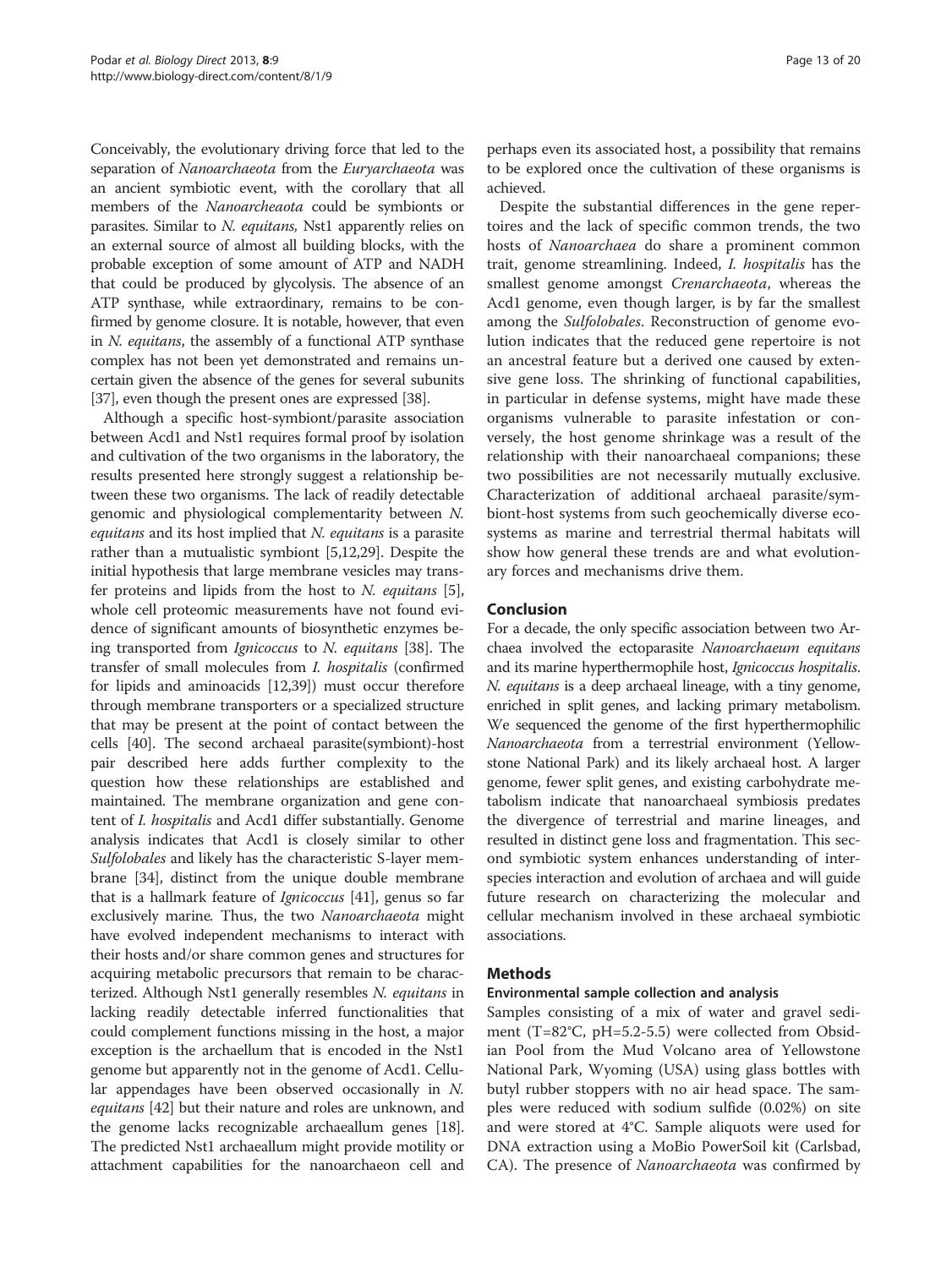Conceivably, the evolutionary driving force that led to the separation of *Nanoarchaeota* from the *Euryarchaeota* was an ancient symbiotic event, with the corollary that all members of the *Nanoarcheaota* could be symbionts or parasites. Similar to *N. equitans,* Nst1 apparently relies on an external source of almost all building blocks, with the probable exception of some amount of ATP and NADH that could be produced by glycolysis. The absence of an ATP synthase, while extraordinary, remains to be confirmed by genome closure. It is notable, however, that even in *N. equitans*, the assembly of a functional ATP synthase complex has not been yet demonstrated and remains uncertain given the absence of the genes for several subunits [37], even though the present ones are expressed [38].

Although a specific host-symbiont/parasite association between Acd1 and Nst1 requires formal proof by isolation and cultivation of the two organisms in the laboratory, the results presented here strongly suggest a relationship between these two organisms. The lack of readily detectable genomic and physiological complementarity between *N. equitans* and its host implied that *N. equitans* is a parasite rather than a mutualistic symbiont [5,12,29]. Despite the initial hypothesis that large membrane vesicles may transfer proteins and lipids from the host to *N. equitans* [5], whole cell proteomic measurements have not found evidence of significant amounts of biosynthetic enzymes being transported from *Ignicoccus* to *N. equitans* [38]. The transfer of small molecules from *I. hospitalis* (confirmed for lipids and aminoacids [12,39]) must occur therefore through membrane transporters or a specialized structure that may be present at the point of contact between the cells [40]. The second archaeal parasite(symbiont)-host pair described here adds further complexity to the question how these relationships are established and maintained. The membrane organization and gene content of *I. hospitalis* and Acd1 differ substantially. Genome analysis indicates that Acd1 is closely similar to other *Sulfolobales* and likely has the characteristic S-layer membrane [34], distinct from the unique double membrane that is a hallmark feature of *Ignicoccus* [41], genus so far exclusively marine. Thus, the two *Nanoarchaeota* might have evolved independent mechanisms to interact with their hosts and/or share common genes and structures for acquiring metabolic precursors that remain to be characterized. Although Nst1 generally resembles *N. equitans* in lacking readily detectable inferred functionalities that could complement functions missing in the host, a major exception is the archaellum that is encoded in the Nst1 genome but apparently not in the genome of Acd1. Cellular appendages have been observed occasionally in *N. equitans* [42] but their nature and roles are unknown, and the genome lacks recognizable archaeallum genes [18]. The predicted Nst1 archaeallum might provide motility or attachment capabilities for the nanoarchaeon cell and perhaps even its associated host, a possibility that remains to be explored once the cultivation of these organisms is achieved.

Despite the substantial differences in the gene repertoires and the lack of specific common trends, the two hosts of *Nanoarchaea* do share a prominent common trait, genome streamlining. Indeed, *I. hospitalis* has the smallest genome amongst *Crenarchaeota*, whereas the Acd1 genome, even though larger, is by far the smallest among the *Sulfolobales*. Reconstruction of genome evolution indicates that the reduced gene repertoire is not an ancestral feature but a derived one caused by extensive gene loss. The shrinking of functional capabilities, in particular in defense systems, might have made these organisms vulnerable to parasite infestation or conversely, the host genome shrinkage was a result of the relationship with their nanoarchaeal companions; these two possibilities are not necessarily mutually exclusive. Characterization of additional archaeal parasite/symbiont-host systems from such geochemically diverse ecosystems as marine and terrestrial thermal habitats will show how general these trends are and what evolutionary forces and mechanisms drive them.

## Conclusion

For a decade, the only specific association between two Archaea involved the ectoparasite *Nanoarchaeum equitans* and its marine hyperthermophile host, *Ignicoccus hospitalis*. *N. equitans* is a deep archaeal lineage, with a tiny genome, enriched in split genes, and lacking primary metabolism. We sequenced the genome of the first hyperthermophilic *Nanoarchaeota* from a terrestrial environment (Yellowstone National Park) and its likely archaeal host. A larger genome, fewer split genes, and existing carbohydrate metabolism indicate that nanoarchaeal symbiosis predates the divergence of terrestrial and marine lineages, and resulted in distinct gene loss and fragmentation. This second symbiotic system enhances understanding of interspecies interaction and evolution of archaea and will guide future research on characterizing the molecular and cellular mechanism involved in these archaeal symbiotic associations.

## Methods

### Environmental sample collection and analysis

Samples consisting of a mix of water and gravel sediment (T=82°C, pH=5.2-5.5) were collected from Obsidian Pool from the Mud Volcano area of Yellowstone National Park, Wyoming (USA) using glass bottles with butyl rubber stoppers with no air head space. The samples were reduced with sodium sulfide (0.02%) on site and were stored at 4°C. Sample aliquots were used for DNA extraction using a MoBio PowerSoil kit (Carlsbad, CA). The presence of *Nanoarchaeota* was confirmed by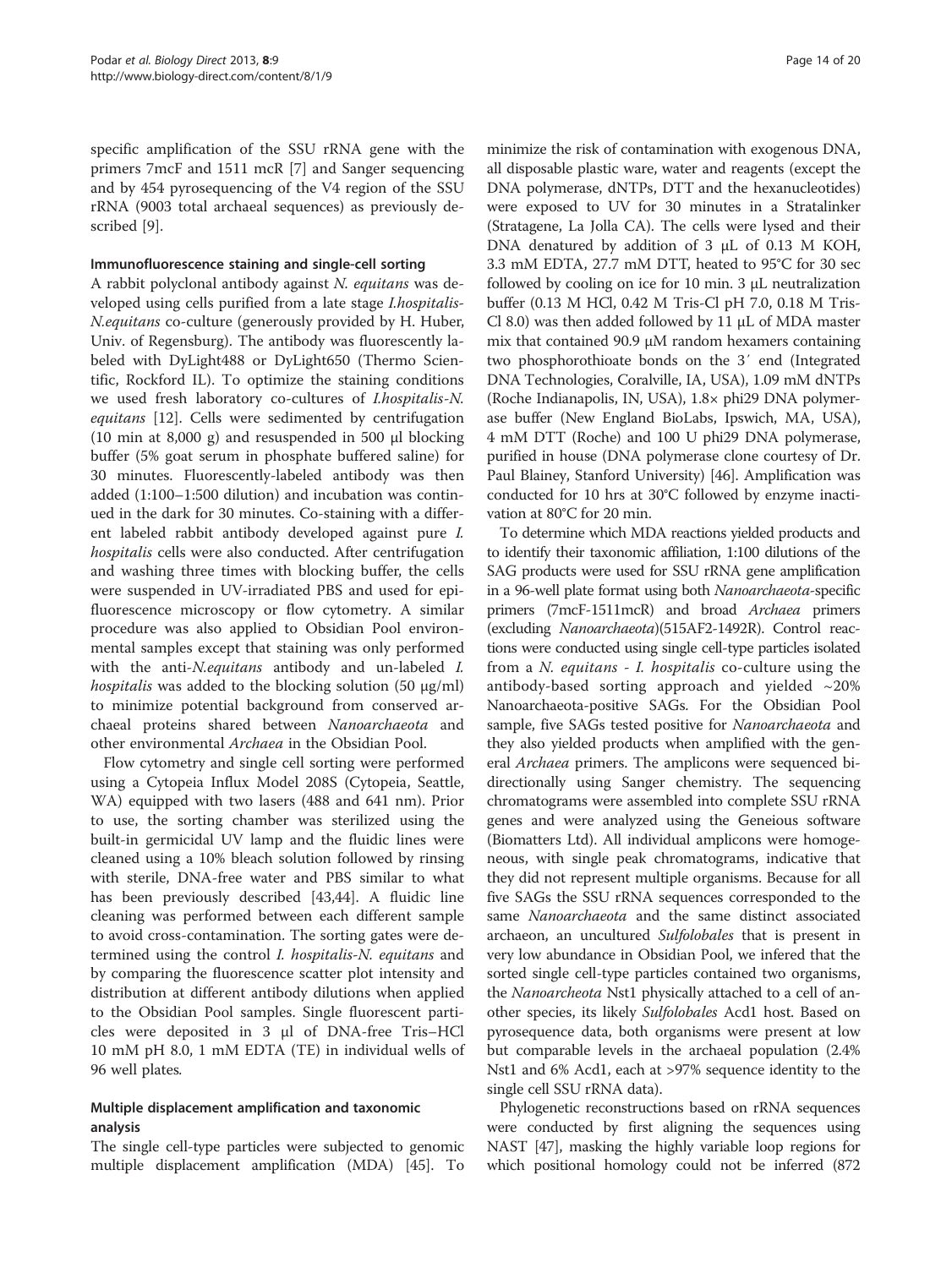specific amplification of the SSU rRNA gene with the primers 7mcF and 1511 mcR [7] and Sanger sequencing and by 454 pyrosequencing of the V4 region of the SSU rRNA (9003 total archaeal sequences) as previously described [9].

### Immunofluorescence staining and single-cell sorting

A rabbit polyclonal antibody against *N. equitans* was developed using cells purified from a late stage *I.hospitalis-N.equitans* co-culture (generously provided by H. Huber, Univ. of Regensburg). The antibody was fluorescently labeled with DyLight488 or DyLight650 (Thermo Scientific, Rockford IL). To optimize the staining conditions we used fresh laboratory co-cultures of *I.hospitalis-N. equitans* [12]. Cells were sedimented by centrifugation (10 min at 8,000 g) and resuspended in 500 μl blocking buffer (5% goat serum in phosphate buffered saline) for 30 minutes. Fluorescently-labeled antibody was then added (1:100–1:500 dilution) and incubation was continued in the dark for 30 minutes. Co-staining with a different labeled rabbit antibody developed against pure *I. hospitalis* cells were also conducted. After centrifugation and washing three times with blocking buffer, the cells were suspended in UV-irradiated PBS and used for epifluorescence microscopy or flow cytometry. A similar procedure was also applied to Obsidian Pool environmental samples except that staining was only performed with the anti-*N.equitans* antibody and un-labeled *I. hospitalis* was added to the blocking solution (50 μg/ml) to minimize potential background from conserved archaeal proteins shared between *Nanoarchaeota* and other environmental *Archaea* in the Obsidian Pool.

Flow cytometry and single cell sorting were performed using a Cytopeia Influx Model 208S (Cytopeia, Seattle, WA) equipped with two lasers (488 and 641 nm). Prior to use, the sorting chamber was sterilized using the built-in germicidal UV lamp and the fluidic lines were cleaned using a 10% bleach solution followed by rinsing with sterile, DNA-free water and PBS similar to what has been previously described [43,44]. A fluidic line cleaning was performed between each different sample to avoid cross-contamination. The sorting gates were determined using the control *I. hospitalis-N. equitans* and by comparing the fluorescence scatter plot intensity and distribution at different antibody dilutions when applied to the Obsidian Pool samples. Single fluorescent particles were deposited in 3 μl of DNA-free Tris–HCl 10 mM pH 8.0, 1 mM EDTA (TE) in individual wells of 96 well plates.

### Multiple displacement amplification and taxonomic analysis

The single cell-type particles were subjected to genomic multiple displacement amplification (MDA) [45]. To minimize the risk of contamination with exogenous DNA, all disposable plastic ware, water and reagents (except the DNA polymerase, dNTPs, DTT and the hexanucleotides) were exposed to UV for 30 minutes in a Stratalinker (Stratagene, La Jolla CA). The cells were lysed and their DNA denatured by addition of 3 μL of 0.13 M KOH, 3.3 mM EDTA, 27.7 mM DTT, heated to 95°C for 30 sec followed by cooling on ice for 10 min. 3 μL neutralization buffer (0.13 M HCl, 0.42 M Tris-Cl pH 7.0, 0.18 M Tris-Cl 8.0) was then added followed by 11 μL of MDA master mix that contained 90.9 μM random hexamers containing two phosphorothioate bonds on the 3′ end (Integrated DNA Technologies, Coralville, IA, USA), 1.09 mM dNTPs (Roche Indianapolis, IN, USA), 1.8× phi29 DNA polymerase buffer (New England BioLabs, Ipswich, MA, USA), 4 mM DTT (Roche) and 100 U phi29 DNA polymerase, purified in house (DNA polymerase clone courtesy of Dr. Paul Blainey, Stanford University) [46]. Amplification was conducted for 10 hrs at 30°C followed by enzyme inactivation at 80°C for 20 min.

To determine which MDA reactions yielded products and to identify their taxonomic affiliation, 1:100 dilutions of the SAG products were used for SSU rRNA gene amplification in a 96-well plate format using both *Nanoarchaeota*-specific primers (7mcF-1511mcR) and broad *Archaea* primers (excluding *Nanoarchaeota*)(515AF2-1492R). Control reactions were conducted using single cell-type particles isolated from a *N. equitans - I. hospitalis* co-culture using the antibody-based sorting approach and yielded ~20% Nanoarchaeota-positive SAGs. For the Obsidian Pool sample, five SAGs tested positive for *Nanoarchaeota* and they also yielded products when amplified with the general *Archaea* primers. The amplicons were sequenced bidirectionally using Sanger chemistry. The sequencing chromatograms were assembled into complete SSU rRNA genes and were analyzed using the Geneious software (Biomatters Ltd). All individual amplicons were homogeneous, with single peak chromatograms, indicative that they did not represent multiple organisms. Because for all five SAGs the SSU rRNA sequences corresponded to the same *Nanoarchaeota* and the same distinct associated archaeon, an uncultured *Sulfolobales* that is present in very low abundance in Obsidian Pool, we infered that the sorted single cell-type particles contained two organisms, the *Nanoarcheota* Nst1 physically attached to a cell of another species, its likely *Sulfolobales* Acd1 host. Based on pyrosequence data, both organisms were present at low but comparable levels in the archaeal population (2.4% Nst1 and 6% Acd1, each at >97% sequence identity to the single cell SSU rRNA data).

Phylogenetic reconstructions based on rRNA sequences were conducted by first aligning the sequences using NAST [47], masking the highly variable loop regions for which positional homology could not be inferred (872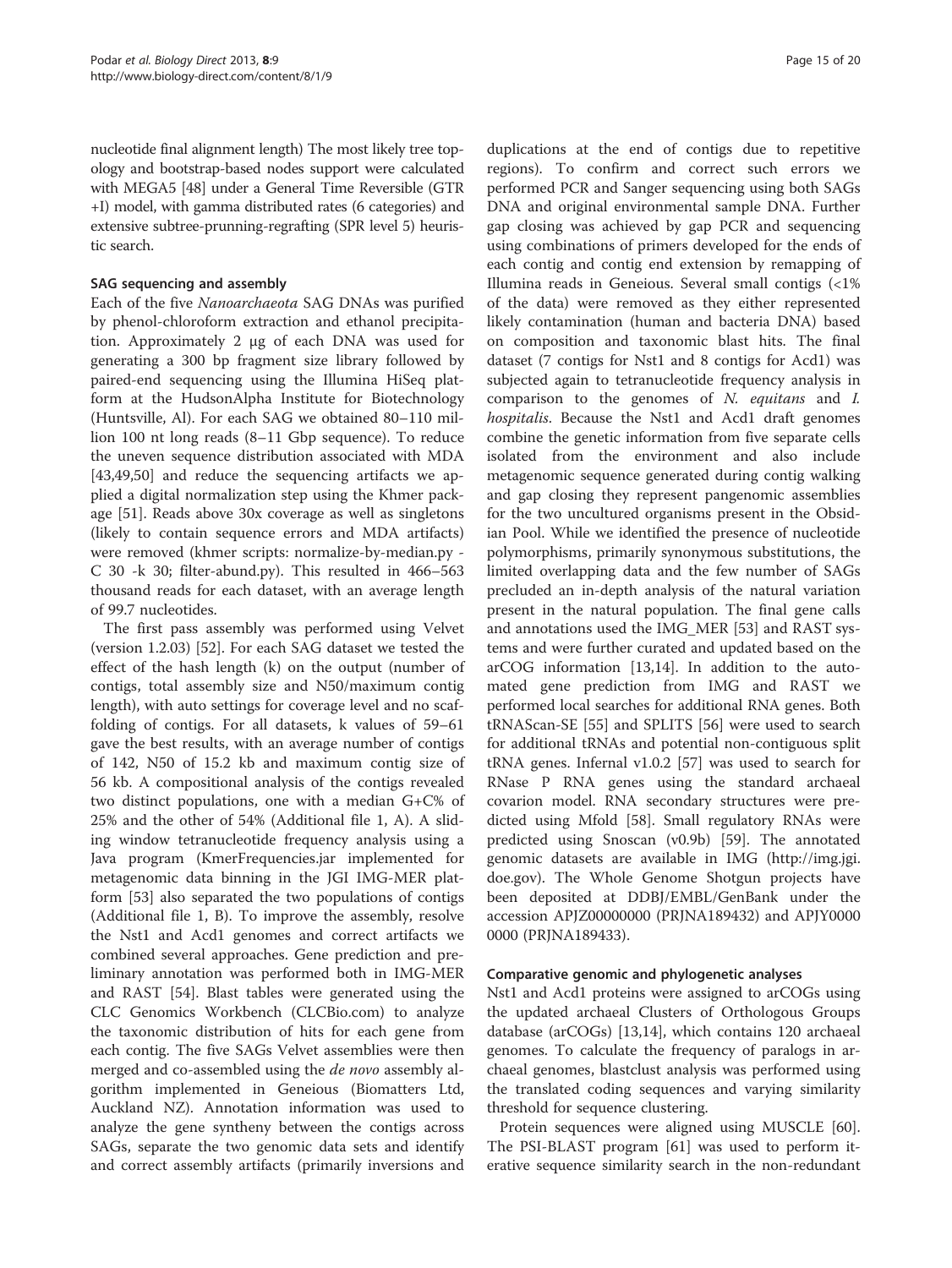nucleotide final alignment length) The most likely tree topology and bootstrap-based nodes support were calculated with MEGA5 [48] under a General Time Reversible (GTR +I) model, with gamma distributed rates (6 categories) and extensive subtree-prunning-regrafting (SPR level 5) heuristic search.

### SAG sequencing and assembly

Each of the five *Nanoarchaeota* SAG DNAs was purified by phenol-chloroform extraction and ethanol precipitation. Approximately 2 μg of each DNA was used for generating a 300 bp fragment size library followed by paired-end sequencing using the Illumina HiSeq platform at the HudsonAlpha Institute for Biotechnology (Huntsville, Al). For each SAG we obtained 80–110 million 100 nt long reads (8–11 Gbp sequence). To reduce the uneven sequence distribution associated with MDA [43,49,50] and reduce the sequencing artifacts we applied a digital normalization step using the Khmer package [51]. Reads above 30x coverage as well as singletons (likely to contain sequence errors and MDA artifacts) were removed (khmer scripts: normalize-by-median.py -C 30 -k 30; filter-abund.py). This resulted in 466–563 thousand reads for each dataset, with an average length of 99.7 nucleotides.

The first pass assembly was performed using Velvet (version 1.2.03) [52]. For each SAG dataset we tested the effect of the hash length (k) on the output (number of contigs, total assembly size and N50/maximum contig length), with auto settings for coverage level and no scaffolding of contigs. For all datasets, k values of 59–61 gave the best results, with an average number of contigs of 142, N50 of 15.2 kb and maximum contig size of 56 kb. A compositional analysis of the contigs revealed two distinct populations, one with a median G+C% of 25% and the other of 54% (Additional file 1, A). A sliding window tetranucleotide frequency analysis using a Java program (KmerFrequencies.jar implemented for metagenomic data binning in the JGI IMG-MER platform [53] also separated the two populations of contigs (Additional file 1, B). To improve the assembly, resolve the Nst1 and Acd1 genomes and correct artifacts we combined several approaches. Gene prediction and preliminary annotation was performed both in IMG-MER and RAST [54]. Blast tables were generated using the CLC Genomics Workbench (CLCBio.com) to analyze the taxonomic distribution of hits for each gene from each contig. The five SAGs Velvet assemblies were then merged and co-assembled using the *de novo* assembly algorithm implemented in Geneious (Biomatters Ltd, Auckland NZ). Annotation information was used to analyze the gene syntheny between the contigs across SAGs, separate the two genomic data sets and identify and correct assembly artifacts (primarily inversions and duplications at the end of contigs due to repetitive regions). To confirm and correct such errors we performed PCR and Sanger sequencing using both SAGs DNA and original environmental sample DNA. Further gap closing was achieved by gap PCR and sequencing using combinations of primers developed for the ends of each contig and contig end extension by remapping of Illumina reads in Geneious. Several small contigs (<1% of the data) were removed as they either represented likely contamination (human and bacteria DNA) based on composition and taxonomic blast hits. The final dataset (7 contigs for Nst1 and 8 contigs for Acd1) was subjected again to tetranucleotide frequency analysis in comparison to the genomes of *N. equitans* and *I. hospitalis*. Because the Nst1 and Acd1 draft genomes combine the genetic information from five separate cells isolated from the environment and also include metagenomic sequence generated during contig walking and gap closing they represent pangenomic assemblies for the two uncultured organisms present in the Obsidian Pool. While we identified the presence of nucleotide polymorphisms, primarily synonymous substitutions, the limited overlapping data and the few number of SAGs precluded an in-depth analysis of the natural variation present in the natural population. The final gene calls and annotations used the IMG_MER [53] and RAST systems and were further curated and updated based on the arCOG information [13,14]. In addition to the automated gene prediction from IMG and RAST we performed local searches for additional RNA genes. Both tRNAScan-SE [55] and SPLITS [56] were used to search for additional tRNAs and potential non-contiguous split tRNA genes. Infernal v1.0.2 [57] was used to search for RNase P RNA genes using the standard archaeal covarion model. RNA secondary structures were predicted using Mfold [58]. Small regulatory RNAs were predicted using Snoscan (v0.9b) [59]. The annotated genomic datasets are available in IMG (http://img.jgi.doe.gov). The Whole Genome Shotgun projects have been deposited at DDBJ/EMBL/GenBank under the accession APJZ00000000 (PRJNA189432) and APJY00000000 (PRJNA189433).

### Comparative genomic and phylogenetic analyses

Nst1 and Acd1 proteins were assigned to arCOGs using the updated archaeal Clusters of Orthologous Groups database (arCOGs) [13,14], which contains 120 archaeal genomes. To calculate the frequency of paralogs in archaeal genomes, blastclust analysis was performed using the translated coding sequences and varying similarity threshold for sequence clustering.

Protein sequences were aligned using MUSCLE [60]. The PSI-BLAST program [61] was used to perform iterative sequence similarity search in the non-redundant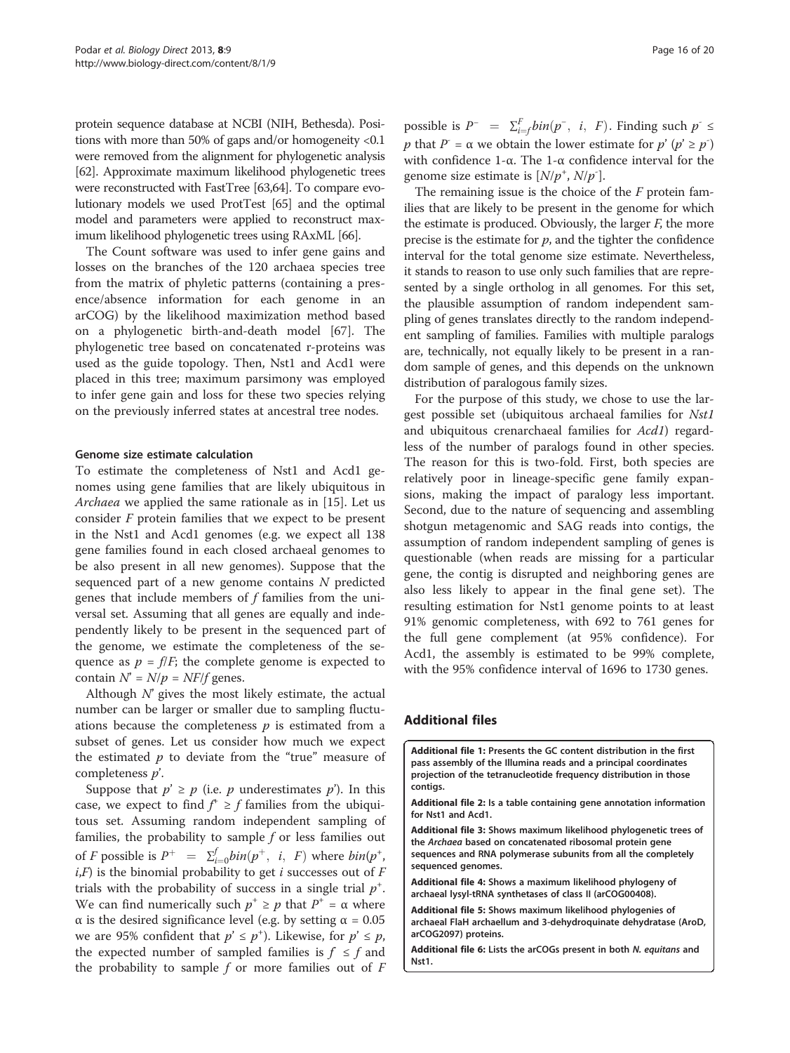protein sequence database at NCBI (NIH, Bethesda). Positions with more than 50% of gaps and/or homogeneity <0.1 were removed from the alignment for phylogenetic analysis [62]. Approximate maximum likelihood phylogenetic trees were reconstructed with FastTree [63,64]. To compare evolutionary models we used ProtTest [65] and the optimal model and parameters were applied to reconstruct maximum likelihood phylogenetic trees using RAxML [66].

The Count software was used to infer gene gains and losses on the branches of the 120 archaea species tree from the matrix of phyletic patterns (containing a presence/absence information for each genome in an arCOG) by the likelihood maximization method based on a phylogenetic birth-and-death model [67]. The phylogenetic tree based on concatenated r-proteins was used as the guide topology. Then, Nst1 and Acd1 were placed in this tree; maximum parsimony was employed to infer gene gain and loss for these two species relying on the previously inferred states at ancestral tree nodes.

### Genome size estimate calculation

To estimate the completeness of Nst1 and Acd1 genomes using gene families that are likely ubiquitous in *Archaea* we applied the same rationale as in [15]. Let us consider $F$ protein families that we expect to be present in the Nst1 and Acd1 genomes (e.g. we expect all 138 gene families found in each closed archaeal genomes to be also present in all new genomes). Suppose that the sequenced part of a new genome contains $N$ predicted genes that include members of $f$ families from the universal set. Assuming that all genes are equally and independently likely to be present in the sequenced part of the genome, we estimate the completeness of the sequence as $p = f/F$; the complete genome is expected to contain $N' = N/p = NF/f$ genes.

Although $N'$ gives the most likely estimate, the actual number can be larger or smaller due to sampling fluctuations because the completeness $p$ is estimated from a subset of genes. Let us consider how much we expect the estimated $p$ to deviate from the "true" measure of completeness $p'$.

Suppose that $p' \geq p$ (i.e. $p$ underestimates $p'$). In this case, we expect to find $f^+ \geq f$ families from the ubiquitous set. Assuming random independent sampling of families, the probability to sample $f$ or less families out of $F$ possible is $P^+ = \sum_{i=0}^{f} bin(p^+, i, F)$ where $bin(p^+, i, F)$ is the binomial probability to get $i$ successes out of $F$ trials with the probability of success in a single trial $p^+$. We can find numerically such $p^+ \geq p$ that $P^+ = \alpha$ where $\alpha$ is the desired significance level (e.g. by setting $\alpha = 0.05$ we are 95% confident that $p' \leq p^+$). Likewise, for $p' \leq p$, the expected number of sampled families is $f \leq f$ and the probability to sample $f$ or more families out of $F$ possible is $P^- = \sum_{i=f}^{F} bin(p^-, i, F)$. Finding such $p^- \leq p$ that $P^- = \alpha$ we obtain the lower estimate for $p'$ ($p' \geq p^-$) with confidence 1-$\alpha$. The 1-$\alpha$ confidence interval for the genome size estimate is $[N/p^+, N/p^-]$.

The remaining issue is the choice of the $F$ protein families that are likely to be present in the genome for which the estimate is produced. Obviously, the larger $F$, the more precise is the estimate for $p$, and the tighter the confidence interval for the total genome size estimate. Nevertheless, it stands to reason to use only such families that are represented by a single ortholog in all genomes. For this set, the plausible assumption of random independent sampling of genes translates directly to the random independent sampling of families. Families with multiple paralogs are, technically, not equally likely to be present in a random sample of genes, and this depends on the unknown distribution of paralogous family sizes.

For the purpose of this study, we chose to use the largest possible set (ubiquitous archaeal families for *Nst1* and ubiquitous crenarchaeal families for *Acd1*) regardless of the number of paralogs found in other species. The reason for this is two-fold. First, both species are relatively poor in lineage-specific gene family expansions, making the impact of paralogy less important. Second, due to the nature of sequencing and assembling shotgun metagenomic and SAG reads into contigs, the assumption of random independent sampling of genes is questionable (when reads are missing for a particular gene, the contig is disrupted and neighboring genes are also less likely to appear in the final gene set). The resulting estimation for Nst1 genome points to at least 91% genomic completeness, with 692 to 761 genes for the full gene complement (at 95% confidence). For Acd1, the assembly is estimated to be 99% complete, with the 95% confidence interval of 1696 to 1730 genes.

## Additional files

**Additional file 1: Presents the GC content distribution in the first pass assembly of the Illumina reads and a principal coordinates projection of the tetranucleotide frequency distribution in those contigs.**

**Additional file 2: Is a table containing gene annotation information for Nst1 and Acd1.**

**Additional file 3: Shows maximum likelihood phylogenetic trees of the *Archaea* based on concatenated ribosomal protein gene sequences and RNA polymerase subunits from all the completely sequenced genomes.**

**Additional file 4: Shows a maximum likelihood phylogeny of archaeal lysyl-tRNA synthetases of class II (arCOG00408).**

**Additional file 5: Shows maximum likelihood phylogenies of archaeal FlaH archaellum and 3-dehydroquinate dehydratase (AroD, arCOG2097) proteins.**

**Additional file 6: Lists the arCOGs present in both *N. equitans* and Nst1.**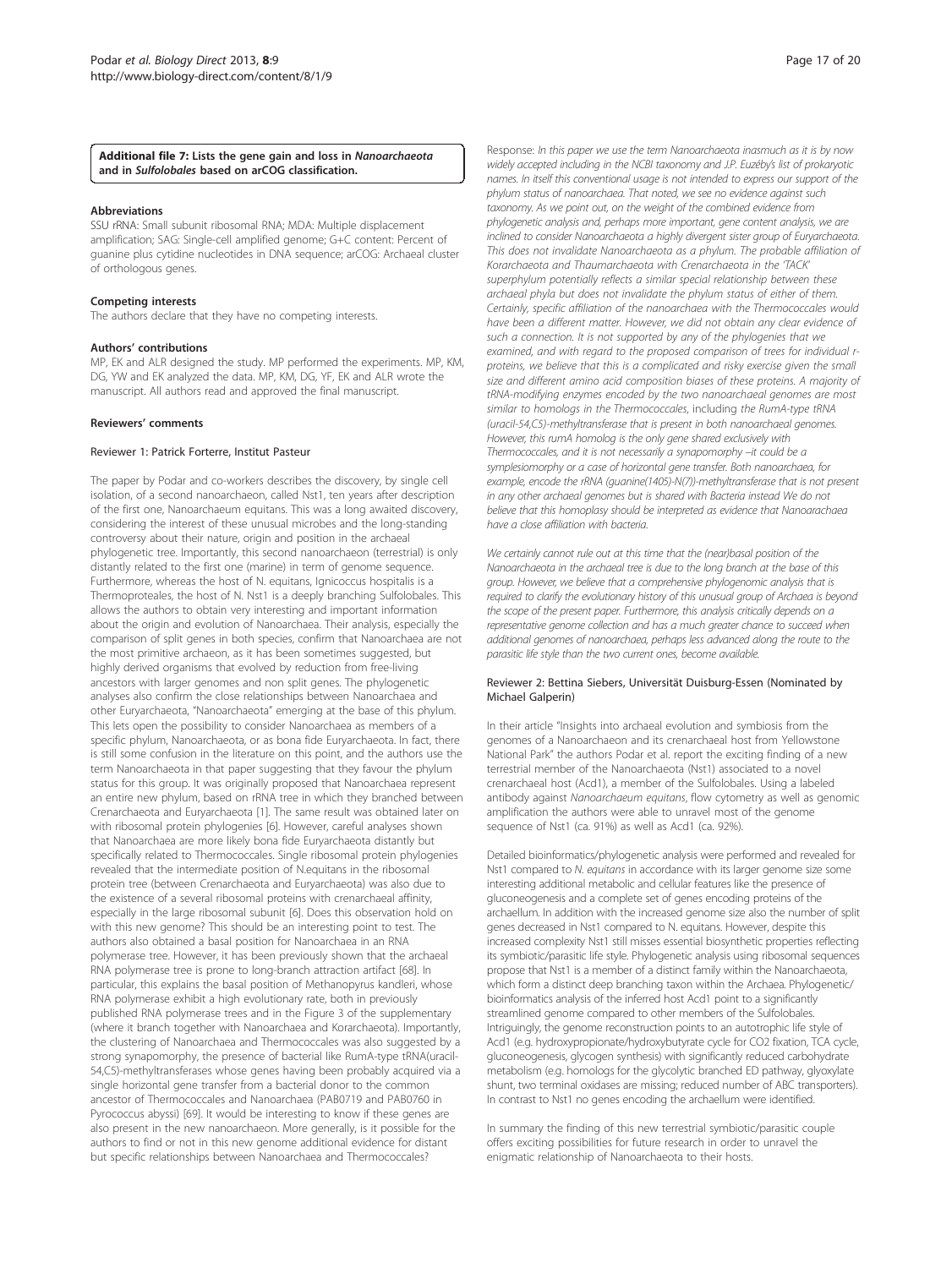**Additional file 7: Lists the gene gain and loss in *Nanoarchaeota* and in *Sulfolobales* based on arCOG classification.**

### Abbreviations

SSU rRNA: Small subunit ribosomal RNA; MDA: Multiple displacement amplification; SAG: Single-cell amplified genome; G+C content: Percent of guanine plus cytidine nucleotides in DNA sequence; arCOG: Archaeal cluster of orthologous genes.

### Competing interests

The authors declare that they have no competing interests.

### Authors' contributions

MP, EK and ALR designed the study. MP performed the experiments. MP, KM, DG, YW and EK analyzed the data. MP, KM, DG, YF, EK and ALR wrote the manuscript. All authors read and approved the final manuscript.

### Reviewers' comments

#### Reviewer 1: Patrick Forterre, Institut Pasteur

The paper by Podar and co-workers describes the discovery, by single cell isolation, of a second nanoarchaeon, called Nst1, ten years after description of the first one, Nanoarchaeum equitans. This was a long awaited discovery, considering the interest of these unusual microbes and the long-standing controversy about their nature, origin and position in the archaeal phylogenetic tree. Importantly, this second nanoarchaeon (terrestrial) is only distantly related to the first one (marine) in term of genome sequence. Furthermore, whereas the host of N. equitans, Ignicoccus hospitalis is a Thermoproteales, the host of N. Nst1 is a deeply branching Sulfolobales. This allows the authors to obtain very interesting and important information about the origin and evolution of Nanoarchaea. Their analysis, especially the comparison of split genes in both species, confirm that Nanoarchaea are not the most primitive archaeon, as it has been sometimes suggested, but highly derived organisms that evolved by reduction from free-living ancestors with larger genomes and non split genes. The phylogenetic analyses also confirm the close relationships between Nanoarchaea and other Euryarchaeota, "Nanoarchaeota" emerging at the base of this phylum. This lets open the possibility to consider Nanoarchaea as members of a specific phylum, Nanoarchaeota, or as bona fide Euryarchaeota. In fact, there is still some confusion in the literature on this point, and the authors use the term Nanoarchaeota in that paper suggesting that they favour the phylum status for this group. It was originally proposed that Nanoarchaea represent an entire new phylum, based on rRNA tree in which they branched between Crenarchaeota and Euryarchaeota [1]. The same result was obtained later on with ribosomal protein phylogenies [6]. However, careful analyses shown that Nanoarchaea are more likely bona fide Euryarchaeota distantly but specifically related to Thermococcales. Single ribosomal protein phylogenies revealed that the intermediate position of N.equitans in the ribosomal protein tree (between Crenarchaeota and Euryarchaeota) was also due to the existence of a several ribosomal proteins with crenarchaeal affinity, especially in the large ribosomal subunit [6]. Does this observation hold on with this new genome? This should be an interesting point to test. The authors also obtained a basal position for Nanoarchaea in an RNA polymerase tree. However, it has been previously shown that the archaeal RNA polymerase tree is prone to long-branch attraction artifact [68]. In particular, this explains the basal position of Methanopyrus kandleri, whose RNA polymerase exhibit a high evolutionary rate, both in previously published RNA polymerase trees and in the Figure 3 of the supplementary (where it branch together with Nanoarchaea and Korarchaeota). Importantly, the clustering of Nanoarchaea and Thermococcales was also suggested by a strong synapomorphy, the presence of bacterial like RumA-type tRNA(uracil-54,C5)-methyltransferases whose genes having been probably acquired via a single horizontal gene transfer from a bacterial donor to the common ancestor of Thermococcales and Nanoarchaea (PAB0719 and PAB0760 in Pyrococcus abyssi) [69]. It would be interesting to know if these genes are also present in the new nanoarchaeon. More generally, is it possible for the authors to find or not in this new genome additional evidence for distant but specific relationships between Nanoarchaea and Thermococcales?

Response: *In this paper we use the term Nanoarchaeota inasmuch as it is by now widely accepted including in the NCBI taxonomy and J.P. Euzéby's list of prokaryotic names. In itself this conventional usage is not intended to express our support of the phylum status of nanoarchaea. That noted, we see no evidence against such taxonomy. As we point out, on the weight of the combined evidence from phylogenetic analysis and, perhaps more important, gene content analysis, we are inclined to consider Nanoarchaeota a highly divergent sister group of Euryarchaeota. This does not invalidate Nanoarchaeota as a phylum. The probable affiliation of Korarchaeota and Thaumarchaeota with Crenarchaeota in the 'TACK' superphylum potentially reflects a similar special relationship between these archaeal phyla but does not invalidate the phylum status of either of them. Certainly, specific affiliation of the nanoarchaea with the Thermococcales would have been a different matter. However, we did not obtain any clear evidence of such a connection. It is not supported by any of the phylogenies that we examined, and with regard to the proposed comparison of trees for individual r-proteins, we believe that this is a complicated and risky exercise given the small size and different amino acid composition biases of these proteins. A majority of tRNA-modifying enzymes encoded by the two nanoarchaeal genomes are most similar to homologs in the Thermococcales, including the RumA-type tRNA (uracil-54,C5)-methyltransferase that is present in both nanoarchaeal genomes. However, this rumA homolog is the only gene shared exclusively with Thermococcales, and it is not necessarily a synapomorphy –it could be a symplesiomorphy or a case of horizontal gene transfer. Both nanoarchaea, for example, encode the rRNA (guanine(1405)-N(7))-methyltransferase that is not present in any other archaeal genomes but is shared with Bacteria instead We do not believe that this homoplasy should be interpreted as evidence that Nanoarachaea have a close affiliation with bacteria.*

*We certainly cannot rule out at this time that the (near)basal position of the Nanoarchaeota in the archaeal tree is due to the long branch at the base of this group. However, we believe that a comprehensive phylogenomic analysis that is required to clarify the evolutionary history of this unusual group of Archaea is beyond the scope of the present paper. Furthermore, this analysis critically depends on a representative genome collection and has a much greater chance to succeed when additional genomes of nanoarchaea, perhaps less advanced along the route to the parasitic life style than the two current ones, become available.*

#### Reviewer 2: Bettina Siebers, Universität Duisburg-Essen (Nominated by Michael Galperin)

In their article "Insights into archaeal evolution and symbiosis from the genomes of a Nanoarchaeon and its crenarchaeal host from Yellowstone National Park" the authors Podar et al. report the exciting finding of a new terrestrial member of the Nanoarchaeota (Nst1) associated to a novel crenarchaeal host (Acd1), a member of the Sulfolobales. Using a labeled antibody against *Nanoarchaeum equitans*, flow cytometry as well as genomic amplification the authors were able to unravel most of the genome sequence of Nst1 (ca. 91%) as well as Acd1 (ca. 92%).

Detailed bioinformatics/phylogenetic analysis were performed and revealed for Nst1 compared to *N. equitans* in accordance with its larger genome size some interesting additional metabolic and cellular features like the presence of gluconeogenesis and a complete set of genes encoding proteins of the archaellum. In addition with the increased genome size also the number of split genes decreased in Nst1 compared to N. equitans. However, despite this increased complexity Nst1 still misses essential biosynthetic properties reflecting its symbiotic/parasitic life style. Phylogenetic analysis using ribosomal sequences propose that Nst1 is a member of a distinct family within the Nanoarchaeota, which form a distinct deep branching taxon within the Archaea. Phylogenetic/bioinformatics analysis of the inferred host Acd1 point to a significantly streamlined genome compared to other members of the Sulfolobales. Intriguingly, the genome reconstruction points to an autotrophic life style of Acd1 (e.g. hydroxypropionate/hydroxybutyrate cycle for CO2 fixation, TCA cycle, gluconeogenesis, glycogen synthesis) with significantly reduced carbohydrate metabolism (e.g. homologs for the glycolytic branched ED pathway, glyoxylate shunt, two terminal oxidases are missing; reduced number of ABC transporters). In contrast to Nst1 no genes encoding the archaellum were identified.

In summary the finding of this new terrestrial symbiotic/parasitic couple offers exciting possibilities for future research in order to unravel the enigmatic relationship of Nanoarchaeota to their hosts.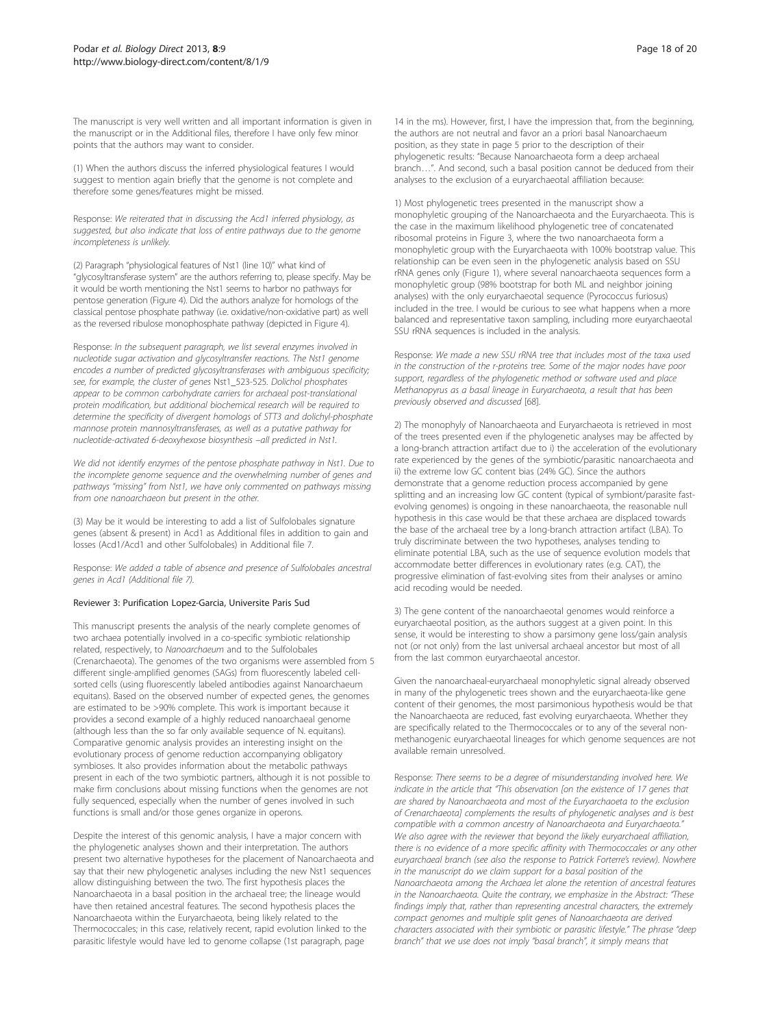The manuscript is very well written and all important information is given in the manuscript or in the Additional files, therefore I have only few minor points that the authors may want to consider.

(1) When the authors discuss the inferred physiological features I would suggest to mention again briefly that the genome is not complete and therefore some genes/features might be missed.

Response: *We reiterated that in discussing the Acd1 inferred physiology, as suggested, but also indicate that loss of entire pathways due to the genome incompleteness is unlikely.*

(2) Paragraph "physiological features of Nst1 (line 10)" what kind of "glycosyltransferase system" are the authors referring to, please specify. May be it would be worth mentioning the Nst1 seems to harbor no pathways for pentose generation (Figure 4). Did the authors analyze for homologs of the classical pentose phosphate pathway (i.e. oxidative/non-oxidative part) as well as the reversed ribulose monophosphate pathway (depicted in Figure 4).

Response: *In the subsequent paragraph, we list several enzymes involved in nucleotide sugar activation and glycosyltransfer reactions. The Nst1 genome encodes a number of predicted glycosyltransferases with ambiguous specificity; see, for example, the cluster of genes* Nst1_523-525. *Dolichol phosphates appear to be common carbohydrate carriers for archaeal post-translational protein modification, but additional biochemical research will be required to determine the specificity of divergent homologs of STT3 and dolichyl-phosphate mannose protein mannosyltransferases, as well as a putative pathway for nucleotide-activated 6-deoxyhexose biosynthesis –all predicted in Nst1.*

*We did not identify enzymes of the pentose phosphate pathway in Nst1. Due to the incomplete genome sequence and the overwhelming number of genes and pathways "missing" from Nst1, we have only commented on pathways missing from one nanoarchaeon but present in the other.*

(3) May be it would be interesting to add a list of Sulfolobales signature genes (absent & present) in Acd1 as Additional files in addition to gain and losses (Acd1/Acd1 and other Sulfolobales) in Additional file 7.

Response: *We added a table of absence and presence of Sulfolobales ancestral genes in Acd1 (Additional file 7).*

#### Reviewer 3: Purification Lopez-Garcia, Universite Paris Sud

This manuscript presents the analysis of the nearly complete genomes of two archaea potentially involved in a co-specific symbiotic relationship related, respectively, to *Nanoarchaeum* and to the Sulfolobales (Crenarchaeota). The genomes of the two organisms were assembled from 5 different single-amplified genomes (SAGs) from fluorescently labeled cell-sorted cells (using fluorescently labeled antibodies against Nanoarchaeum equitans). Based on the observed number of expected genes, the genomes are estimated to be >90% complete. This work is important because it provides a second example of a highly reduced nanoarchaeal genome (although less than the so far only available sequence of N. equitans). Comparative genomic analysis provides an interesting insight on the evolutionary process of genome reduction accompanying obligatory symbioses. It also provides information about the metabolic pathways present in each of the two symbiotic partners, although it is not possible to make firm conclusions about missing functions when the genomes are not fully sequenced, especially when the number of genes involved in such functions is small and/or those genes organize in operons.

Despite the interest of this genomic analysis, I have a major concern with the phylogenetic analyses shown and their interpretation. The authors present two alternative hypotheses for the placement of Nanoarchaeota and say that their new phylogenetic analyses including the new Nst1 sequences allow distinguishing between the two. The first hypothesis places the Nanoarchaeota in a basal position in the archaeal tree; the lineage would have then retained ancestral features. The second hypothesis places the Nanoarchaeota within the Euryarchaeota, being likely related to the Thermococcales; in this case, relatively recent, rapid evolution linked to the parasitic lifestyle would have led to genome collapse (1st paragraph, page 14 in the ms). However, first, I have the impression that, from the beginning, the authors are not neutral and favor an a priori basal Nanoarchaeum position, as they state in page 5 prior to the description of their phylogenetic results: "Because Nanoarchaeota form a deep archaeal branch…". And second, such a basal position cannot be deduced from their analyses to the exclusion of a euryarchaeotal affiliation because:

1) Most phylogenetic trees presented in the manuscript show a monophyletic grouping of the Nanoarchaeota and the Euryarchaeota. This is the case in the maximum likelihood phylogenetic tree of concatenated ribosomal proteins in Figure 3, where the two nanoarchaeota form a monophyletic group with the Euryarchaeota with 100% bootstrap value. This relationship can be even seen in the phylogenetic analysis based on SSU rRNA genes only (Figure 1), where several nanoarchaeota sequences form a monophyletic group (98% bootstrap for both ML and neighbor joining analyses) with the only euryarchaeotal sequence (Pyrococcus furiosus) included in the tree. I would be curious to see what happens when a more balanced and representative taxon sampling, including more euryarchaeotal SSU rRNA sequences is included in the analysis.

Response: *We made a new SSU rRNA tree that includes most of the taxa used in the construction of the r-proteins tree. Some of the major nodes have poor support, regardless of the phylogenetic method or software used and place Methanopyrus as a basal lineage in Euryarchaeota, a result that has been previously observed and discussed* [68].

2) The monophyly of Nanoarchaeota and Euryarchaeota is retrieved in most of the trees presented even if the phylogenetic analyses may be affected by a long-branch attraction artifact due to i) the acceleration of the evolutionary rate experienced by the genes of the symbiotic/parasitic nanoarchaeota and ii) the extreme low GC content bias (24% GC). Since the authors demonstrate that a genome reduction process accompanied by gene splitting and an increasing low GC content (typical of symbiont/parasite fast-evolving genomes) is ongoing in these nanoarchaeota, the reasonable null hypothesis in this case would be that these archaea are displaced towards the base of the archaeal tree by a long-branch attraction artifact (LBA). To truly discriminate between the two hypotheses, analyses tending to eliminate potential LBA, such as the use of sequence evolution models that accommodate better differences in evolutionary rates (e.g. CAT), the progressive elimination of fast-evolving sites from their analyses or amino acid recoding would be needed.

3) The gene content of the nanoarchaeotal genomes would reinforce a euryarchaeotal position, as the authors suggest at a given point. In this sense, it would be interesting to show a parsimony gene loss/gain analysis not (or not only) from the last universal archaeal ancestor but most of all from the last common euryarchaeotal ancestor.

Given the nanoarchaeal-euryarchaeal monophyletic signal already observed in many of the phylogenetic trees shown and the euryarchaeota-like gene content of their genomes, the most parsimonious hypothesis would be that the Nanoarchaeota are reduced, fast evolving euryarchaeota. Whether they are specifically related to the Thermococcales or to any of the several non-methanogenic euryarchaeotal lineages for which genome sequences are not available remain unresolved.

Response: *There seems to be a degree of misunderstanding involved here. We indicate in the article that "This observation [on the existence of 17 genes that are shared by Nanoarchaeota and most of the Euryarchaeota to the exclusion of Crenarchaeota] complements the results of phylogenetic analyses and is best compatible with a common ancestry of Nanoarchaeota and Euryarchaeota." We also agree with the reviewer that beyond the likely euryarchaeal affiliation, there is no evidence of a more specific affinity with Thermococcales or any other euryarchaeal branch (see also the response to Patrick Forterre's review). Nowhere in the manuscript do we claim support for a basal position of the Nanoarchaeota among the Archaea let alone the retention of ancestral features in the Nanoarchaeota. Quite the contrary, we emphasize in the Abstract: "These findings imply that, rather than representing ancestral characters, the extremely compact genomes and multiple split genes of Nanoarchaeota are derived characters associated with their symbiotic or parasitic lifestyle." The phrase "deep branch" that we use does not imply "basal branch", it simply means that*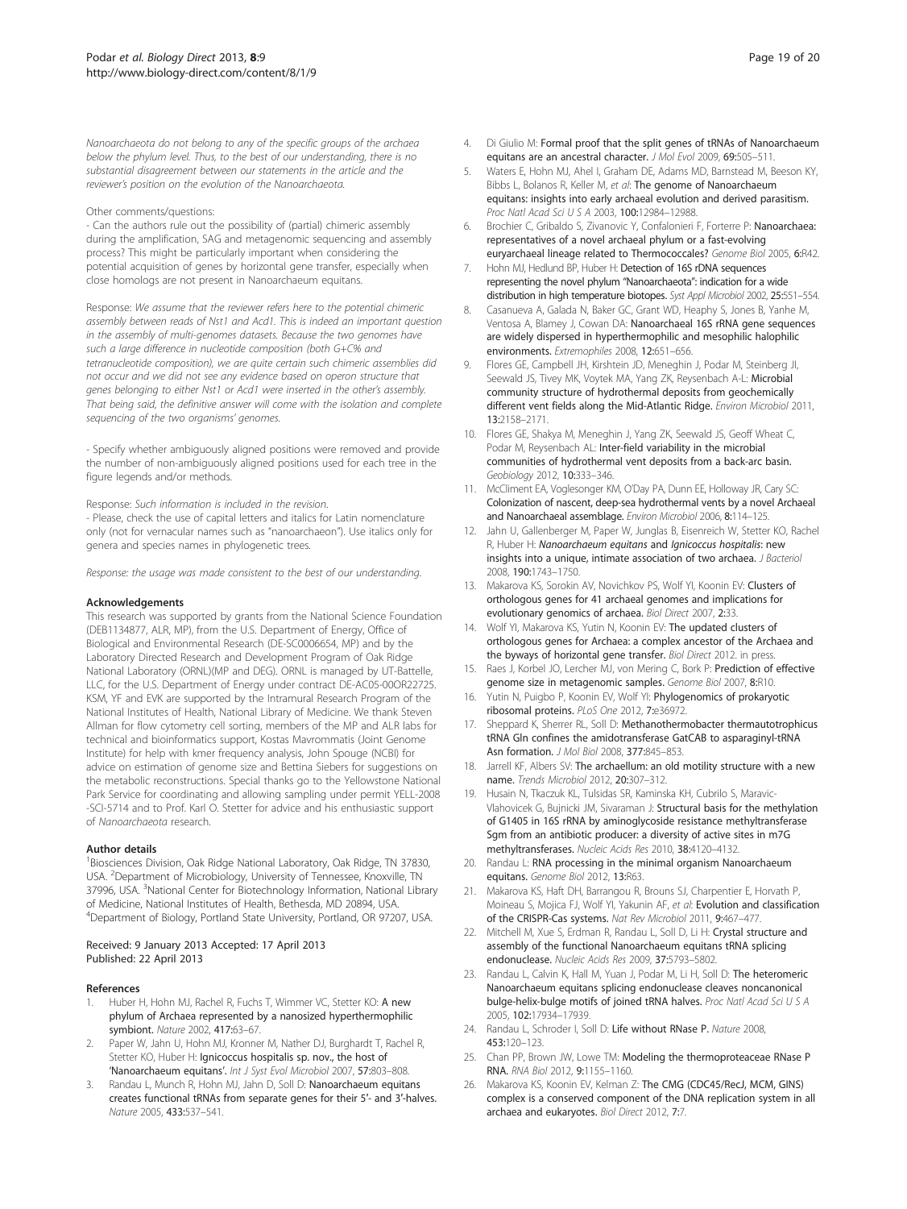*Nanoarchaeota do not belong to any of the specific groups of the archaea below the phylum level. Thus, to the best of our understanding, there is no substantial disagreement between our statements in the article and the reviewer's position on the evolution of the Nanoarchaeota.*

Other comments/questions:

- Can the authors rule out the possibility of (partial) chimeric assembly during the amplification, SAG and metagenomic sequencing and assembly process? This might be particularly important when considering the potential acquisition of genes by horizontal gene transfer, especially when close homologs are not present in Nanoarchaeum equitans.

Response: *We assume that the reviewer refers here to the potential chimeric assembly between reads of Nst1 and Acd1. This is indeed an important question in the assembly of multi-genomes datasets. Because the two genomes have such a large difference in nucleotide composition (both G+C% and tetranucleotide composition), we are quite certain such chimeric assemblies did not occur and we did not see any evidence based on operon structure that genes belonging to either Nst1 or Acd1 were inserted in the other's assembly. That being said, the definitive answer will come with the isolation and complete sequencing of the two organisms' genomes.*

- Specify whether ambiguously aligned positions were removed and provide the number of non-ambiguously aligned positions used for each tree in the figure legends and/or methods.

Response: *Such information is included in the revision.*

- Please, check the use of capital letters and italics for Latin nomenclature only (not for vernacular names such as "nanoarchaeon"). Use italics only for genera and species names in phylogenetic trees.

*Response: the usage was made consistent to the best of our understanding.*

## Acknowledgements

This research was supported by grants from the National Science Foundation (DEB1134877, ALR, MP), from the U.S. Department of Energy, Office of Biological and Environmental Research (DE-SC0006654, MP) and by the Laboratory Directed Research and Development Program of Oak Ridge National Laboratory (ORNL)(MP and DEG). ORNL is managed by UT-Battelle, LLC, for the U.S. Department of Energy under contract DE-AC05-00OR22725. KSM, YF and EVK are supported by the Intramural Research Program of the National Institutes of Health, National Library of Medicine. We thank Steven Allman for flow cytometry cell sorting, members of the MP and ALR labs for technical and bioinformatics support, Kostas Mavrommatis (Joint Genome Institute) for help with kmer frequency analysis, John Spouge (NCBI) for advice on estimation of genome size and Bettina Siebers for suggestions on the metabolic reconstructions. Special thanks go to the Yellowstone National Park Service for coordinating and allowing sampling under permit YELL-2008-SCI-5714 and to Prof. Karl O. Stetter for advice and his enthusiastic support of *Nanoarchaeota* research.

## Author details

[1]Biosciences Division, Oak Ridge National Laboratory, Oak Ridge, TN 37830, USA. [2]Department of Microbiology, University of Tennessee, Knoxville, TN 37996, USA. [3]National Center for Biotechnology Information, National Library of Medicine, National Institutes of Health, Bethesda, MD 20894, USA. [4]Department of Biology, Portland State University, Portland, OR 97207, USA.

Received: 9 January 2013 Accepted: 17 April 2013
Published: 22 April 2013

## References

1. Huber H, Hohn MJ, Rachel R, Fuchs T, Wimmer VC, Stetter KO: **A new phylum of Archaea represented by a nanosized hyperthermophilic symbiont.** *Nature* 2002, **417:**63–67.
2. Paper W, Jahn U, Hohn MJ, Kronner M, Nather DJ, Burghardt T, Rachel R, Stetter KO, Huber H: **Ignicoccus hospitalis sp. nov., the host of 'Nanoarchaeum equitans'.** *Int J Syst Evol Microbiol* 2007, **57:**803–808.
3. Randau L, Munch R, Hohn MJ, Jahn D, Soll D: **Nanoarchaeum equitans creates functional tRNAs from separate genes for their 5'- and 3'-halves.** *Nature* 2005, **433:**537–541.
4. Di Giulio M: **Formal proof that the split genes of tRNAs of Nanoarchaeum equitans are an ancestral character.** *J Mol Evol* 2009, **69:**505–511.
5. Waters E, Hohn MJ, Ahel I, Graham DE, Adams MD, Barnstead M, Beeson KY, Bibbs L, Bolanos R, Keller M, *et al*: **The genome of Nanoarchaeum equitans: insights into early archaeal evolution and derived parasitism.** *Proc Natl Acad Sci U S A* 2003, **100:**12984–12988.
6. Brochier C, Gribaldo S, Zivanovic Y, Confalonieri F, Forterre P: **Nanoarchaea: representatives of a novel archaeal phylum or a fast-evolving euryarchaeal lineage related to Thermococcales?** *Genome Biol* 2005, **6:**R42.
7. Hohn MJ, Hedlund BP, Huber H: **Detection of 16S rDNA sequences representing the novel phylum "Nanoarchaeota": indication for a wide distribution in high temperature biotopes.** *Syst Appl Microbiol* 2002, **25:**551–554.
8. Casanueva A, Galada N, Baker GC, Grant WD, Heaphy S, Jones B, Yanhe M, Ventosa A, Blamey J, Cowan DA: **Nanoarchaeal 16S rRNA gene sequences are widely dispersed in hyperthermophilic and mesophilic halophilic environments.** *Extremophiles* 2008, **12:**651–656.
9. Flores GE, Campbell JH, Kirshtein JD, Meneghin J, Podar M, Steinberg JI, Seewald JS, Tivey MK, Voytek MA, Yang ZK, Reysenbach A-L: **Microbial community structure of hydrothermal deposits from geochemically different vent fields along the Mid-Atlantic Ridge.** *Environ Microbiol* 2011, **13:**2158–2171.
10. Flores GE, Shakya M, Meneghin J, Yang ZK, Seewald JS, Geoff Wheat C, Podar M, Reysenbach AL: **Inter-field variability in the microbial communities of hydrothermal vent deposits from a back-arc basin.** *Geobiology* 2012, **10:**333–346.
11. McCliment EA, Voglesonger KM, O'Day PA, Dunn EE, Holloway JR, Cary SC: **Colonization of nascent, deep-sea hydrothermal vents by a novel Archaeal and Nanoarchaeal assemblage.** *Environ Microbiol* 2006, **8:**114–125.
12. Jahn U, Gallenberger M, Paper W, Junglas B, Eisenreich W, Stetter KO, Rachel R, Huber H: ***Nanoarchaeum equitans* and *Ignicoccus hospitalis*: new insights into a unique, intimate association of two archaea.** *J Bacteriol* 2008, **190:**1743–1750.
13. Makarova KS, Sorokin AV, Novichkov PS, Wolf YI, Koonin EV: **Clusters of orthologous genes for 41 archaeal genomes and implications for evolutionary genomics of archaea.** *Biol Direct* 2007, **2:**33.
14. Wolf YI, Makarova KS, Yutin N, Koonin EV: **The updated clusters of orthologous genes for Archaea: a complex ancestor of the Archaea and the byways of horizontal gene transfer.** *Biol Direct* 2012. in press.
15. Raes J, Korbel JO, Lercher MJ, von Mering C, Bork P: **Prediction of effective genome size in metagenomic samples.** *Genome Biol* 2007, **8:**R10.
16. Yutin N, Puigbo P, Koonin EV, Wolf YI: **Phylogenomics of prokaryotic ribosomal proteins.** *PLoS One* 2012, **7:**e36972.
17. Sheppard K, Sherrer RL, Soll D: **Methanothermobacter thermautotrophicus tRNA Gln confines the amidotransferase GatCAB to asparaginyl-tRNA Asn formation.** *J Mol Biol* 2008, **377:**845–853.
18. Jarrell KF, Albers SV: **The archaellum: an old motility structure with a new name.** *Trends Microbiol* 2012, **20:**307–312.
19. Husain N, Tkaczuk KL, Tulsidas SR, Kaminska KH, Cubrilo S, Maravic-Vlahovicek G, Bujnicki JM, Sivaraman J: **Structural basis for the methylation of G1405 in 16S rRNA by aminoglycoside resistance methyltransferase Sgm from an antibiotic producer: a diversity of active sites in m7G methyltransferases.** *Nucleic Acids Res* 2010, **38:**4120–4132.
20. Randau L: **RNA processing in the minimal organism Nanoarchaeum equitans.** *Genome Biol* 2012, **13:**R63.
21. Makarova KS, Haft DH, Barrangou R, Brouns SJ, Charpentier E, Horvath P, Moineau S, Mojica FJ, Wolf YI, Yakunin AF, *et al*: **Evolution and classification of the CRISPR-Cas systems.** *Nat Rev Microbiol* 2011, **9:**467–477.
22. Mitchell M, Xue S, Erdman R, Randau L, Soll D, Li H: **Crystal structure and assembly of the functional Nanoarchaeum equitans tRNA splicing endonuclease.** *Nucleic Acids Res* 2009, **37:**5793–5802.
23. Randau L, Calvin K, Hall M, Yuan J, Podar M, Li H, Soll D: **The heteromeric Nanoarchaeum equitans splicing endonuclease cleaves noncanonical bulge-helix-bulge motifs of joined tRNA halves.** *Proc Natl Acad Sci U S A* 2005, **102:**17934–17939.
24. Randau L, Schroder I, Soll D: **Life without RNase P.** *Nature* 2008, **453:**120–123.
25. Chan PP, Brown JW, Lowe TM: **Modeling the thermoproteaceae RNase P RNA.** *RNA Biol* 2012, **9:**1155–1160.
26. Makarova KS, Koonin EV, Kelman Z: **The CMG (CDC45/RecJ, MCM, GINS) complex is a conserved component of the DNA replication system in all archaea and eukaryotes.** *Biol Direct* 2012, **7:**7.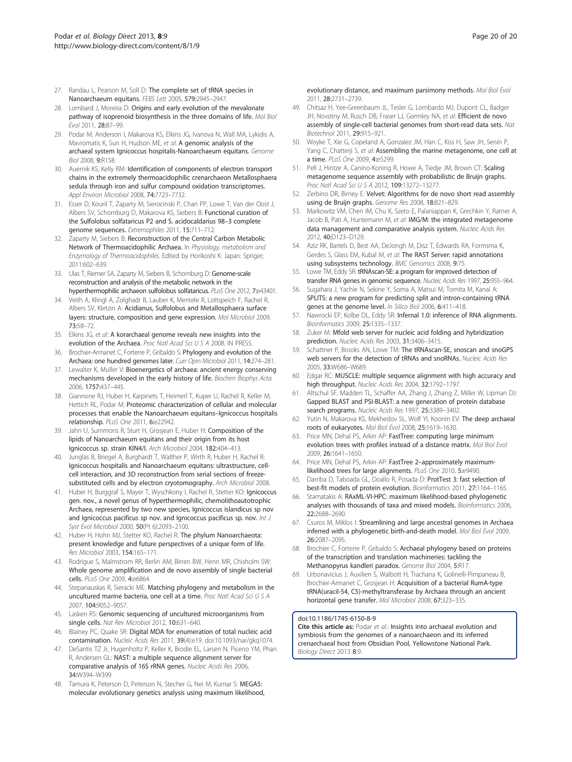27. Randau L, Pearson M, Soll D: **The complete set of tRNA species in Nanoarchaeum equitans.** *FEBS Lett* 2005, **579:**2945–2947.
28. Lombard J, Moreira D: **Origins and early evolution of the mevalonate pathway of isoprenoid biosynthesis in the three domains of life.** *Mol Biol Evol* 2011, **28:**87–99.
29. Podar M, Anderson I, Makarova KS, Elkins JG, Ivanova N, Wall MA, Lykidis A, Mavromatis K, Sun H, Hudson ME, *et al*: **A genomic analysis of the archaeal system Ignicoccus hospitalis-Nanoarchaeum equitans.** *Genome Biol* 2008, **9:**R158.
30. Auernik KS, Kelly RM: **Identification of components of electron transport chains in the extremely thermoacidophilic crenarchaeon Metallosphaera sedula through iron and sulfur compound oxidation transcriptomes.** *Appl Environ Microbiol* 2008, **74:**7723–7732.
31. Esser D, Kouril T, Zaparty M, Sierocinski P, Chan PP, Lowe T, Van der Oost J, Albers SV, Schomburg D, Makarova KS, Siebers B: **Functional curation of the Sulfolobus solfataricus P2 and S. acidocaldarius 98–3 complete genome sequences.** *Extremophiles* 2011, **15:**711–712.
32. Zaparty M, Siebers B: **Reconstruction of the Central Carbon Metabolic Network of Thermoacidophilic Archaea.** In *Physiology, metabolism and Enzymology of Thermoacidophiles.* Edited by Horikoshi K. Japan: Spriger; 2011:602–639.
33. Ulas T, Riemer SA, Zaparty M, Siebers B, Schomburg D: **Genome-scale reconstruction and analysis of the metabolic network in the hyperthermophilic archaeon sulfolobus solfataricus.** *PLoS One* 2012, **7:**e43401.
34. Veith A, Klingl A, Zolghadr B, Lauber K, Mentele R, Lottspeich F, Rachel R, Albers SV, Kletzin A: **Acidianus, Sulfolobus and Metallosphaera surface layers: structure, composition and gene expression.** *Mol Microbiol* 2009, **73:**58–72.
35. Elkins JG, *et al*: **A korarchaeal genome reveals new insights into the evolution of the Archaea.** *Proc Natl Acad Sci U S A* 2008. IN PRESS.
36. Brochier-Armanet C, Forterre P, Gribaldo S: **Phylogeny and evolution of the Archaea: one hundred genomes later.** *Curr Opin Microbiol* 2011, **14:**274–281.
37. Lewalter K, Muller V: **Bioenergetics of archaea: ancient energy conserving mechanisms developed in the early history of life.** *Biochim Biophys Acta* 2006, **1757:**437–445.
38. Giannone RJ, Huber H, Karpinets T, Heimerl T, Kuper U, Rachel R, Keller M, Hettich RL, Podar M: **Proteomic characterization of cellular and molecular processes that enable the Nanoarchaeum equitans–Ignicoccus hospitalis relationship.** *PLoS One* 2011, **6:**e22942.
39. Jahn U, Summons R, Sturt H, Grosjean E, Huber H: **Composition of the lipids of Nanoarchaeum equitans and their origin from its host Ignicoccus sp. strain KIN4/I.** *Arch Microbiol* 2004, **182:**404–413.
40. Junglas B, Briegel A, Burghardt T, Walther P, Wirth R, Huber H, Rachel R: **Ignicoccus hospitalis and Nanoarchaeum equitans: ultrastructure, cell-cell interaction, and 3D reconstruction from serial sections of freeze-substituted cells and by electron cryotomography.** *Arch Microbiol* 2008.
41. Huber H, Burggraf S, Mayer T, Wyschkony I, Rachel R, Stetter KO: **Ignicoccus gen. nov., a novel genus of hyperthermophilic, chemolithoautotrophic Archaea, represented by two new species, Ignicoccus islandicus sp nov and Ignicoccus pacificus sp nov. and Ignicoccus pacificus sp. nov.** *Int J Syst Evol Microbiol* 2000, **50**(Pt 6):2093–2100.
42. Huber H, Hohn MJ, Stetter KO, Rachel R: **The phylum Nanoarchaeota: present knowledge and future perspectives of a unique form of life.** *Res Microbiol* 2003, **154:**165–171.
43. Rodrigue S, Malmstrom RR, Berlin AM, Birren BW, Henn MR, Chisholm SW: **Whole genome amplification and de novo assembly of single bacterial cells.** *PLoS One* 2009, **4:**e6864.
44. Stepanauskas R, Sieracki ME: **Matching phylogeny and metabolism in the uncultured marine bacteria, one cell at a time.** *Proc Natl Acad Sci U S A* 2007, **104:**9052–9057.
45. Lasken RS: **Genomic sequencing of uncultured microorganisms from single cells.** *Nat Rev Microbiol* 2012, **10:**631–640.
46. Blainey PC, Quake SR: **Digital MDA for enumeration of total nucleic acid contamination.** *Nucleic Acids Res* 2011, **39**(4):e19. doi:10.1093/nar/gkq1074.
47. DeSantis TZ Jr, Hugenholtz P, Keller K, Brodie EL, Larsen N, Piceno YM, Phan R, Andersen GL: **NAST: a multiple sequence alignment server for comparative analysis of 16S rRNA genes.** *Nucleic Acids Res* 2006, **34:**W394–W399.
48. Tamura K, Peterson D, Peterson N, Stecher G, Nei M, Kumar S: **MEGA5: molecular evolutionary genetics analysis using maximum likelihood, evolutionary distance, and maximum parsimony methods.** *Mol Biol Evol* 2011, **28:**2731–2739.
49. Chitsaz H, Yee-Greenbaum JL, Tesler G, Lombardo MJ, Dupont CL, Badger JH, Novotny M, Rusch DB, Fraser LJ, Gormley NA, *et al*: **Efficient de novo assembly of single-cell bacterial genomes from short-read data sets.** *Nat Biotechnol* 2011, **29:**915–921.
50. Woyke T, Xie G, Copeland A, Gonzalez JM, Han C, Kiss H, Saw JH, Senin P, Yang C, Chatterji S, *et al*: **Assembling the marine metagenome, one cell at a time.** *PLoS One* 2009, **4:**e5299.
51. Pell J, Hintze A, Canino-Koning R, Howe A, Tiedje JM, Brown CT: **Scaling metagenome sequence assembly with probabilistic de Bruijn graphs.** *Proc Natl Acad Sci U S A* 2012, **109:**13272–13277.
52. Zerbino DR, Birney E: **Velvet: Algorithms for de novo short read assembly using de Bruijn graphs.** *Genome Res* 2008, **18:**821–829.
53. Markowitz VM, Chen IM, Chu K, Szeto E, Palaniappan K, Grechkin Y, Ratner A, Jacob B, Pati A, Huntemann M, *et al*: **IMG/M: the integrated metagenome data management and comparative analysis system.** *Nucleic Acids Res* 2012, **40:**D123–D129.
54. Aziz RK, Bartels D, Best AA, DeJongh M, Disz T, Edwards RA, Formsma K, Gerdes S, Glass EM, Kubal M, *et al*: **The RAST Server: rapid annotations using subsystems technology.** *BMC Genomics* 2008, **9:**75.
55. Lowe TM, Eddy SR: **tRNAscan-SE: a program for improved detection of transfer RNA genes in genomic sequence.** *Nucleic Acids Res* 1997, **25:**955–964.
56. Sugahara J, Yachie N, Sekine Y, Soma A, Matsui M, Tomita M, Kanai A: **SPLITS: a new program for predicting split and intron-containing tRNA genes at the genome level.** *In Silico Biol* 2006, **6:**411–418.
57. Nawrocki EP, Kolbe DL, Eddy SR: **Infernal 1.0: inference of RNA alignments.** *Bioinformatics* 2009, **25:**1335–1337.
58. Zuker M: **Mfold web server for nucleic acid folding and hybridization prediction.** *Nucleic Acids Res* 2003, **31:**3406–3415.
59. Schattner P, Brooks AN, Lowe TM: **The tRNAscan-SE, snoscan and snoGPS web servers for the detection of tRNAs and snoRNAs.** *Nucleic Acids Res* 2005, **33:**W686–W689.
60. Edgar RC: **MUSCLE: multiple sequence alignment with high accuracy and high throughput.** *Nucleic Acids Res* 2004, **32:**1792–1797.
61. Altschul SF, Madden TL, Schaffer AA, Zhang J, Zhang Z, Miller W, Lipman DJ: **Gapped BLAST and PSI-BLAST: a new generation of protein database search programs.** *Nucleic Acids Res* 1997, **25:**3389–3402.
62. Yutin N, Makarova KS, Mekhedov SL, Wolf YI, Koonin EV: **The deep archaeal roots of eukaryotes.** *Mol Biol Evol* 2008, **25:**1619–1630.
63. Price MN, Dehal PS, Arkin AP: **FastTree: computing large minimum evolution trees with profiles instead of a distance matrix.** *Mol Biol Evol* 2009, **26:**1641–1650.
64. Price MN, Dehal PS, Arkin AP: **FastTree 2–approximately maximum-likelihood trees for large alignments.** *PLoS One* 2010, **5:**e9490.
65. Darriba D, Taboada GL, Doallo R, Posada D: **ProtTest 3: fast selection of best-fit models of protein evolution.** *Bioinformatics* 2011, **27:**1164–1165.
66. Stamatakis A: **RAxML-VI-HPC: maximum likelihood-based phylogenetic analyses with thousands of taxa and mixed models.** *Bioinformatics* 2006, **22:**2688–2690.
67. Csuros M, Miklos I: **Streamlining and large ancestral genomes in Archaea inferred with a phylogenetic birth-and-death model.** *Mol Biol Evol* 2009, **26:**2087–2095.
68. Brochier C, Forterre P, Gribaldo S: **Archaeal phylogeny based on proteins of the transcription and translation machineries: tackling the Methanopyrus kandleri paradox.** *Genome Biol* 2004, **5:**R17.
69. Urbonavicius J, Auxilien S, Walbott H, Trachana K, Golinelli-Pimpaneau B, Brochier-Armanet C, Grosjean H: **Acquisition of a bacterial RumA-type tRNA(uracil-54, C5)-methyltransferase by Archaea through an ancient horizontal gene transfer.** *Mol Microbiol* 2008, **67:**323–335.

doi:10.1186/1745-6150-8-9

**Cite this article as:** Podar *et al.*: Insights into archaeal evolution and symbiosis from the genomes of a nanoarchaeon and its inferred crenarchaeal host from Obsidian Pool, Yellowstone National Park. *Biology Direct* 2013 **8**:9.